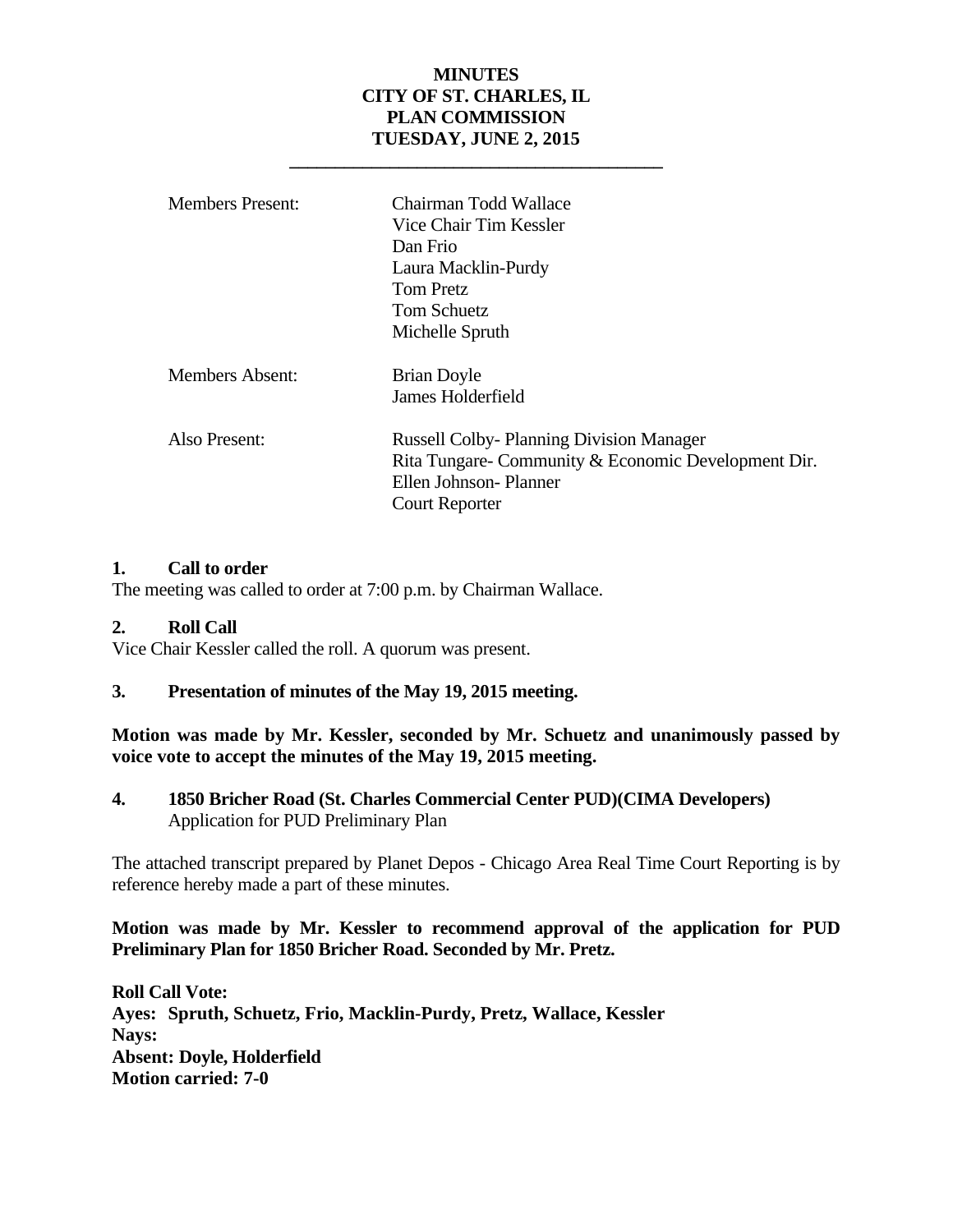# MINUTES
# CITY OF ST. CHARLES, IL
# PLAN COMMISSION
# TUESDAY, JUNE 2, 2015

---

| | |
|---|---|
| Members Present: | Chairman Todd Wallace<br>Vice Chair Tim Kessler<br>Dan Frio<br>Laura Macklin-Purdy<br>Tom Pretz<br>Tom Schuetz<br>Michelle Spruth |
| Members Absent: | Brian Doyle<br>James Holderfield |
| Also Present: | Russell Colby- Planning Division Manager<br>Rita Tungare- Community & Economic Development Dir.<br>Ellen Johnson- Planner<br>Court Reporter |

**1. Call to order**

The meeting was called to order at 7:00 p.m. by Chairman Wallace.

**2. Roll Call**

Vice Chair Kessler called the roll. A quorum was present.

**3. Presentation of minutes of the May 19, 2015 meeting.**

**Motion was made by Mr. Kessler, seconded by Mr. Schuetz and unanimously passed by voice vote to accept the minutes of the May 19, 2015 meeting.**

**4. 1850 Bricher Road (St. Charles Commercial Center PUD)(CIMA Developers)**
Application for PUD Preliminary Plan

The attached transcript prepared by Planet Depos - Chicago Area Real Time Court Reporting is by reference hereby made a part of these minutes.

**Motion was made by Mr. Kessler to recommend approval of the application for PUD Preliminary Plan for 1850 Bricher Road. Seconded by Mr. Pretz.**

**Roll Call Vote:**
**Ayes: Spruth, Schuetz, Frio, Macklin-Purdy, Pretz, Wallace, Kessler**
**Nays:**
**Absent: Doyle, Holderfield**
**Motion carried: 7-0**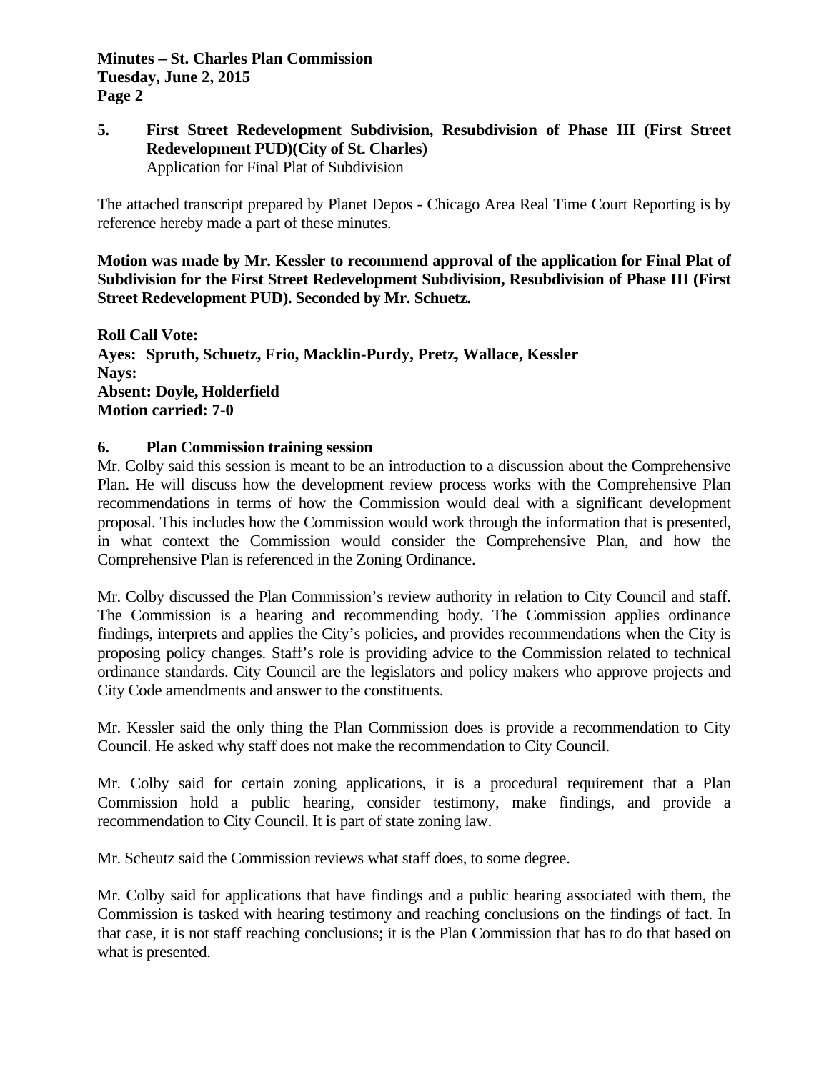**5. First Street Redevelopment Subdivision, Resubdivision of Phase III (First Street Redevelopment PUD)(City of St. Charles)**
Application for Final Plat of Subdivision

The attached transcript prepared by Planet Depos - Chicago Area Real Time Court Reporting is by reference hereby made a part of these minutes.

**Motion was made by Mr. Kessler to recommend approval of the application for Final Plat of Subdivision for the First Street Redevelopment Subdivision, Resubdivision of Phase III (First Street Redevelopment PUD). Seconded by Mr. Schuetz.**

**Roll Call Vote:**
**Ayes: Spruth, Schuetz, Frio, Macklin-Purdy, Pretz, Wallace, Kessler**
**Nays:**
**Absent: Doyle, Holderfield**
**Motion carried: 7-0**

**6. Plan Commission training session**

Mr. Colby said this session is meant to be an introduction to a discussion about the Comprehensive Plan. He will discuss how the development review process works with the Comprehensive Plan recommendations in terms of how the Commission would deal with a significant development proposal. This includes how the Commission would work through the information that is presented, in what context the Commission would consider the Comprehensive Plan, and how the Comprehensive Plan is referenced in the Zoning Ordinance.

Mr. Colby discussed the Plan Commission's review authority in relation to City Council and staff. The Commission is a hearing and recommending body. The Commission applies ordinance findings, interprets and applies the City's policies, and provides recommendations when the City is proposing policy changes. Staff's role is providing advice to the Commission related to technical ordinance standards. City Council are the legislators and policy makers who approve projects and City Code amendments and answer to the constituents.

Mr. Kessler said the only thing the Plan Commission does is provide a recommendation to City Council. He asked why staff does not make the recommendation to City Council.

Mr. Colby said for certain zoning applications, it is a procedural requirement that a Plan Commission hold a public hearing, consider testimony, make findings, and provide a recommendation to City Council. It is part of state zoning law.

Mr. Scheutz said the Commission reviews what staff does, to some degree.

Mr. Colby said for applications that have findings and a public hearing associated with them, the Commission is tasked with hearing testimony and reaching conclusions on the findings of fact. In that case, it is not staff reaching conclusions; it is the Plan Commission that has to do that based on what is presented.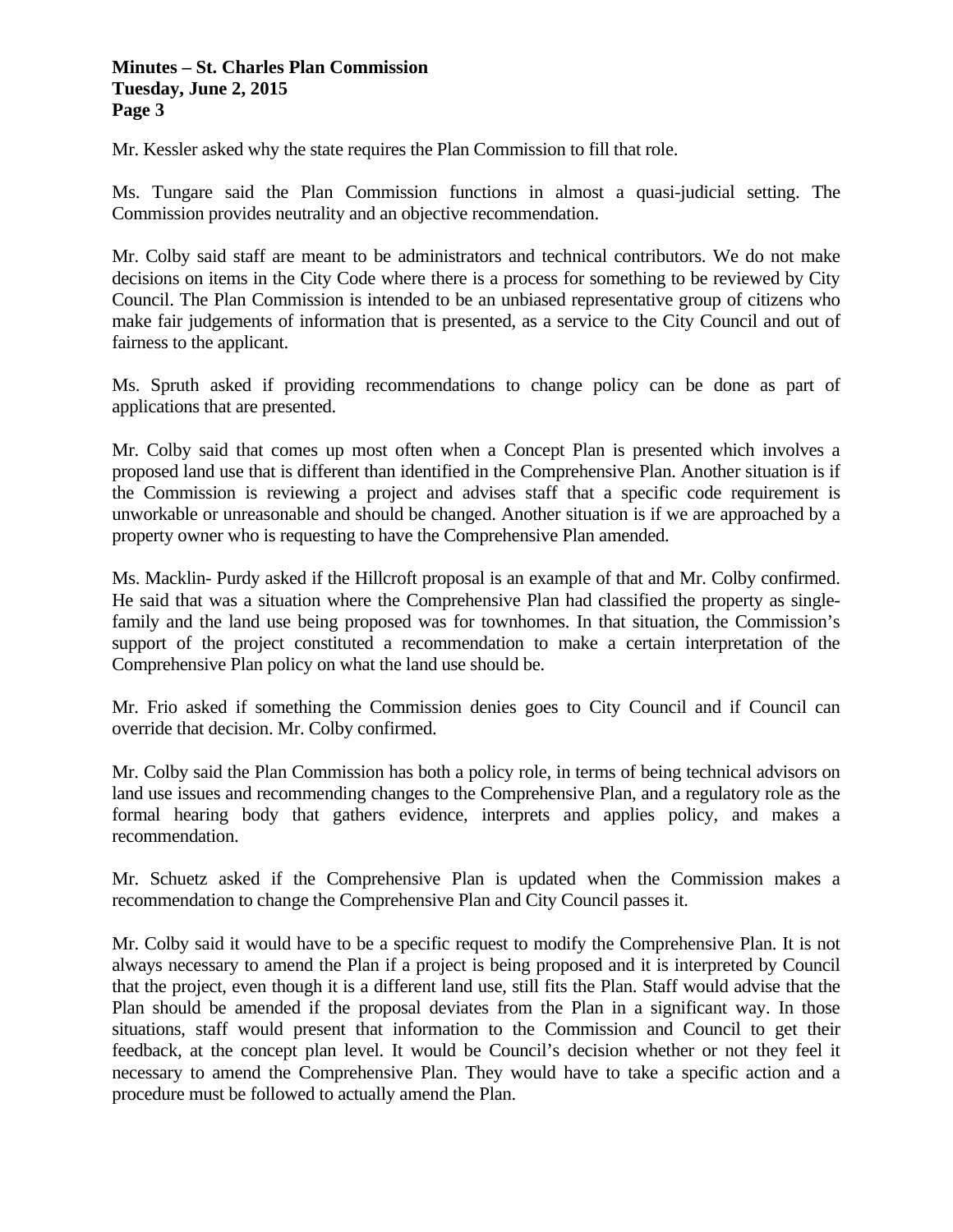Mr. Kessler asked why the state requires the Plan Commission to fill that role.

Ms. Tungare said the Plan Commission functions in almost a quasi-judicial setting. The Commission provides neutrality and an objective recommendation.

Mr. Colby said staff are meant to be administrators and technical contributors. We do not make decisions on items in the City Code where there is a process for something to be reviewed by City Council. The Plan Commission is intended to be an unbiased representative group of citizens who make fair judgements of information that is presented, as a service to the City Council and out of fairness to the applicant.

Ms. Spruth asked if providing recommendations to change policy can be done as part of applications that are presented.

Mr. Colby said that comes up most often when a Concept Plan is presented which involves a proposed land use that is different than identified in the Comprehensive Plan. Another situation is if the Commission is reviewing a project and advises staff that a specific code requirement is unworkable or unreasonable and should be changed. Another situation is if we are approached by a property owner who is requesting to have the Comprehensive Plan amended.

Ms. Macklin- Purdy asked if the Hillcroft proposal is an example of that and Mr. Colby confirmed. He said that was a situation where the Comprehensive Plan had classified the property as single-family and the land use being proposed was for townhomes. In that situation, the Commission's support of the project constituted a recommendation to make a certain interpretation of the Comprehensive Plan policy on what the land use should be.

Mr. Frio asked if something the Commission denies goes to City Council and if Council can override that decision. Mr. Colby confirmed.

Mr. Colby said the Plan Commission has both a policy role, in terms of being technical advisors on land use issues and recommending changes to the Comprehensive Plan, and a regulatory role as the formal hearing body that gathers evidence, interprets and applies policy, and makes a recommendation.

Mr. Schuetz asked if the Comprehensive Plan is updated when the Commission makes a recommendation to change the Comprehensive Plan and City Council passes it.

Mr. Colby said it would have to be a specific request to modify the Comprehensive Plan. It is not always necessary to amend the Plan if a project is being proposed and it is interpreted by Council that the project, even though it is a different land use, still fits the Plan. Staff would advise that the Plan should be amended if the proposal deviates from the Plan in a significant way. In those situations, staff would present that information to the Commission and Council to get their feedback, at the concept plan level. It would be Council's decision whether or not they feel it necessary to amend the Comprehensive Plan. They would have to take a specific action and a procedure must be followed to actually amend the Plan.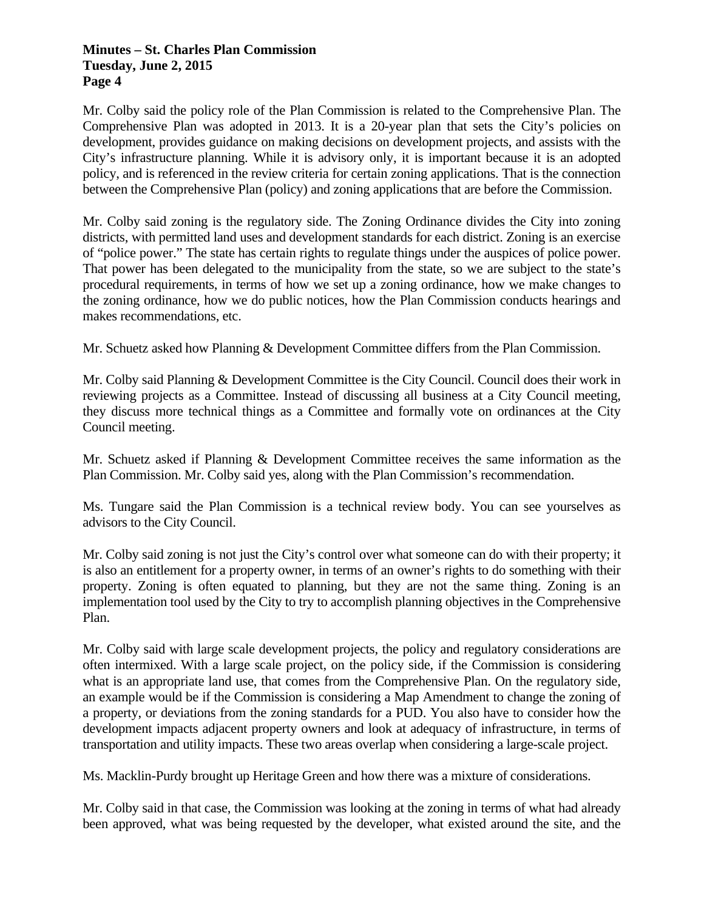Mr. Colby said the policy role of the Plan Commission is related to the Comprehensive Plan. The Comprehensive Plan was adopted in 2013. It is a 20-year plan that sets the City's policies on development, provides guidance on making decisions on development projects, and assists with the City's infrastructure planning. While it is advisory only, it is important because it is an adopted policy, and is referenced in the review criteria for certain zoning applications. That is the connection between the Comprehensive Plan (policy) and zoning applications that are before the Commission.

Mr. Colby said zoning is the regulatory side. The Zoning Ordinance divides the City into zoning districts, with permitted land uses and development standards for each district. Zoning is an exercise of "police power." The state has certain rights to regulate things under the auspices of police power. That power has been delegated to the municipality from the state, so we are subject to the state's procedural requirements, in terms of how we set up a zoning ordinance, how we make changes to the zoning ordinance, how we do public notices, how the Plan Commission conducts hearings and makes recommendations, etc.

Mr. Schuetz asked how Planning & Development Committee differs from the Plan Commission.

Mr. Colby said Planning & Development Committee is the City Council. Council does their work in reviewing projects as a Committee. Instead of discussing all business at a City Council meeting, they discuss more technical things as a Committee and formally vote on ordinances at the City Council meeting.

Mr. Schuetz asked if Planning & Development Committee receives the same information as the Plan Commission. Mr. Colby said yes, along with the Plan Commission's recommendation.

Ms. Tungare said the Plan Commission is a technical review body. You can see yourselves as advisors to the City Council.

Mr. Colby said zoning is not just the City's control over what someone can do with their property; it is also an entitlement for a property owner, in terms of an owner's rights to do something with their property. Zoning is often equated to planning, but they are not the same thing. Zoning is an implementation tool used by the City to try to accomplish planning objectives in the Comprehensive Plan.

Mr. Colby said with large scale development projects, the policy and regulatory considerations are often intermixed. With a large scale project, on the policy side, if the Commission is considering what is an appropriate land use, that comes from the Comprehensive Plan. On the regulatory side, an example would be if the Commission is considering a Map Amendment to change the zoning of a property, or deviations from the zoning standards for a PUD. You also have to consider how the development impacts adjacent property owners and look at adequacy of infrastructure, in terms of transportation and utility impacts. These two areas overlap when considering a large-scale project.

Ms. Macklin-Purdy brought up Heritage Green and how there was a mixture of considerations.

Mr. Colby said in that case, the Commission was looking at the zoning in terms of what had already been approved, what was being requested by the developer, what existed around the site, and the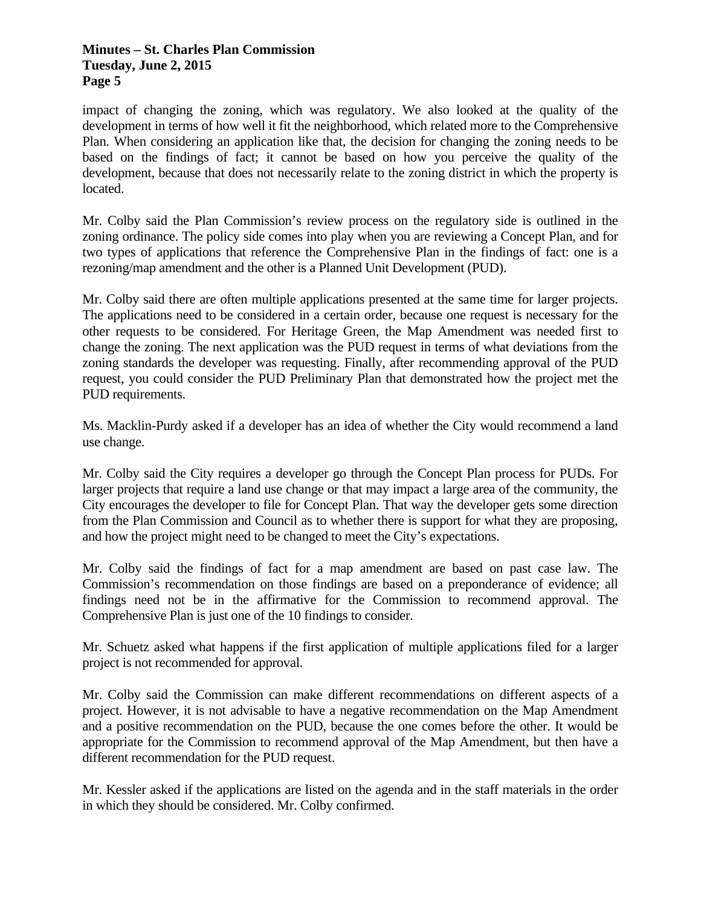impact of changing the zoning, which was regulatory. We also looked at the quality of the development in terms of how well it fit the neighborhood, which related more to the Comprehensive Plan. When considering an application like that, the decision for changing the zoning needs to be based on the findings of fact; it cannot be based on how you perceive the quality of the development, because that does not necessarily relate to the zoning district in which the property is located.

Mr. Colby said the Plan Commission's review process on the regulatory side is outlined in the zoning ordinance. The policy side comes into play when you are reviewing a Concept Plan, and for two types of applications that reference the Comprehensive Plan in the findings of fact: one is a rezoning/map amendment and the other is a Planned Unit Development (PUD).

Mr. Colby said there are often multiple applications presented at the same time for larger projects. The applications need to be considered in a certain order, because one request is necessary for the other requests to be considered. For Heritage Green, the Map Amendment was needed first to change the zoning. The next application was the PUD request in terms of what deviations from the zoning standards the developer was requesting. Finally, after recommending approval of the PUD request, you could consider the PUD Preliminary Plan that demonstrated how the project met the PUD requirements.

Ms. Macklin-Purdy asked if a developer has an idea of whether the City would recommend a land use change.

Mr. Colby said the City requires a developer go through the Concept Plan process for PUDs. For larger projects that require a land use change or that may impact a large area of the community, the City encourages the developer to file for Concept Plan. That way the developer gets some direction from the Plan Commission and Council as to whether there is support for what they are proposing, and how the project might need to be changed to meet the City's expectations.

Mr. Colby said the findings of fact for a map amendment are based on past case law. The Commission's recommendation on those findings are based on a preponderance of evidence; all findings need not be in the affirmative for the Commission to recommend approval. The Comprehensive Plan is just one of the 10 findings to consider.

Mr. Schuetz asked what happens if the first application of multiple applications filed for a larger project is not recommended for approval.

Mr. Colby said the Commission can make different recommendations on different aspects of a project. However, it is not advisable to have a negative recommendation on the Map Amendment and a positive recommendation on the PUD, because the one comes before the other. It would be appropriate for the Commission to recommend approval of the Map Amendment, but then have a different recommendation for the PUD request.

Mr. Kessler asked if the applications are listed on the agenda and in the staff materials in the order in which they should be considered. Mr. Colby confirmed.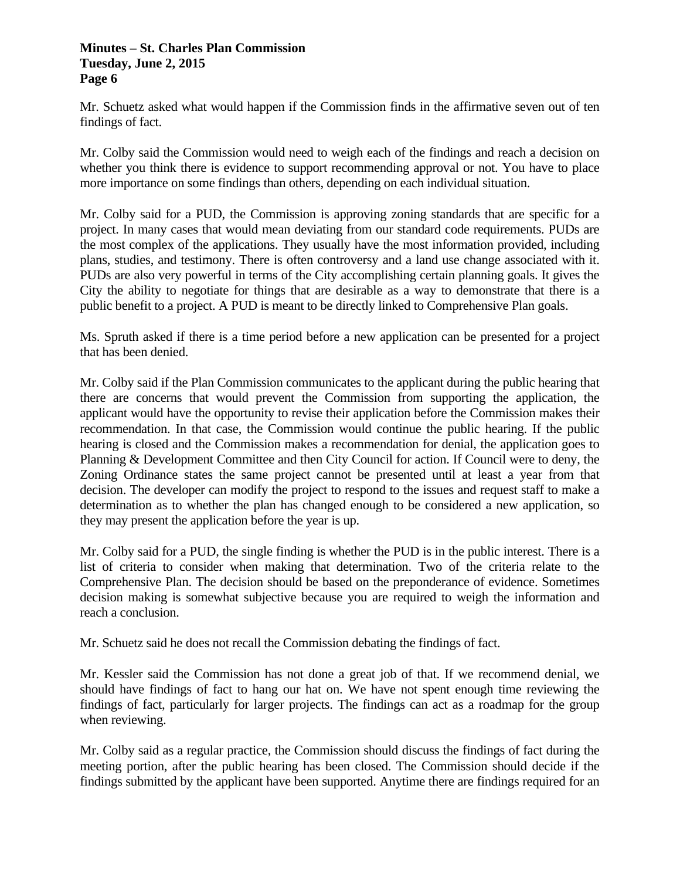Mr. Schuetz asked what would happen if the Commission finds in the affirmative seven out of ten findings of fact.

Mr. Colby said the Commission would need to weigh each of the findings and reach a decision on whether you think there is evidence to support recommending approval or not. You have to place more importance on some findings than others, depending on each individual situation.

Mr. Colby said for a PUD, the Commission is approving zoning standards that are specific for a project. In many cases that would mean deviating from our standard code requirements. PUDs are the most complex of the applications. They usually have the most information provided, including plans, studies, and testimony. There is often controversy and a land use change associated with it. PUDs are also very powerful in terms of the City accomplishing certain planning goals. It gives the City the ability to negotiate for things that are desirable as a way to demonstrate that there is a public benefit to a project. A PUD is meant to be directly linked to Comprehensive Plan goals.

Ms. Spruth asked if there is a time period before a new application can be presented for a project that has been denied.

Mr. Colby said if the Plan Commission communicates to the applicant during the public hearing that there are concerns that would prevent the Commission from supporting the application, the applicant would have the opportunity to revise their application before the Commission makes their recommendation. In that case, the Commission would continue the public hearing. If the public hearing is closed and the Commission makes a recommendation for denial, the application goes to Planning & Development Committee and then City Council for action. If Council were to deny, the Zoning Ordinance states the same project cannot be presented until at least a year from that decision. The developer can modify the project to respond to the issues and request staff to make a determination as to whether the plan has changed enough to be considered a new application, so they may present the application before the year is up.

Mr. Colby said for a PUD, the single finding is whether the PUD is in the public interest. There is a list of criteria to consider when making that determination. Two of the criteria relate to the Comprehensive Plan. The decision should be based on the preponderance of evidence. Sometimes decision making is somewhat subjective because you are required to weigh the information and reach a conclusion.

Mr. Schuetz said he does not recall the Commission debating the findings of fact.

Mr. Kessler said the Commission has not done a great job of that. If we recommend denial, we should have findings of fact to hang our hat on. We have not spent enough time reviewing the findings of fact, particularly for larger projects. The findings can act as a roadmap for the group when reviewing.

Mr. Colby said as a regular practice, the Commission should discuss the findings of fact during the meeting portion, after the public hearing has been closed. The Commission should decide if the findings submitted by the applicant have been supported. Anytime there are findings required for an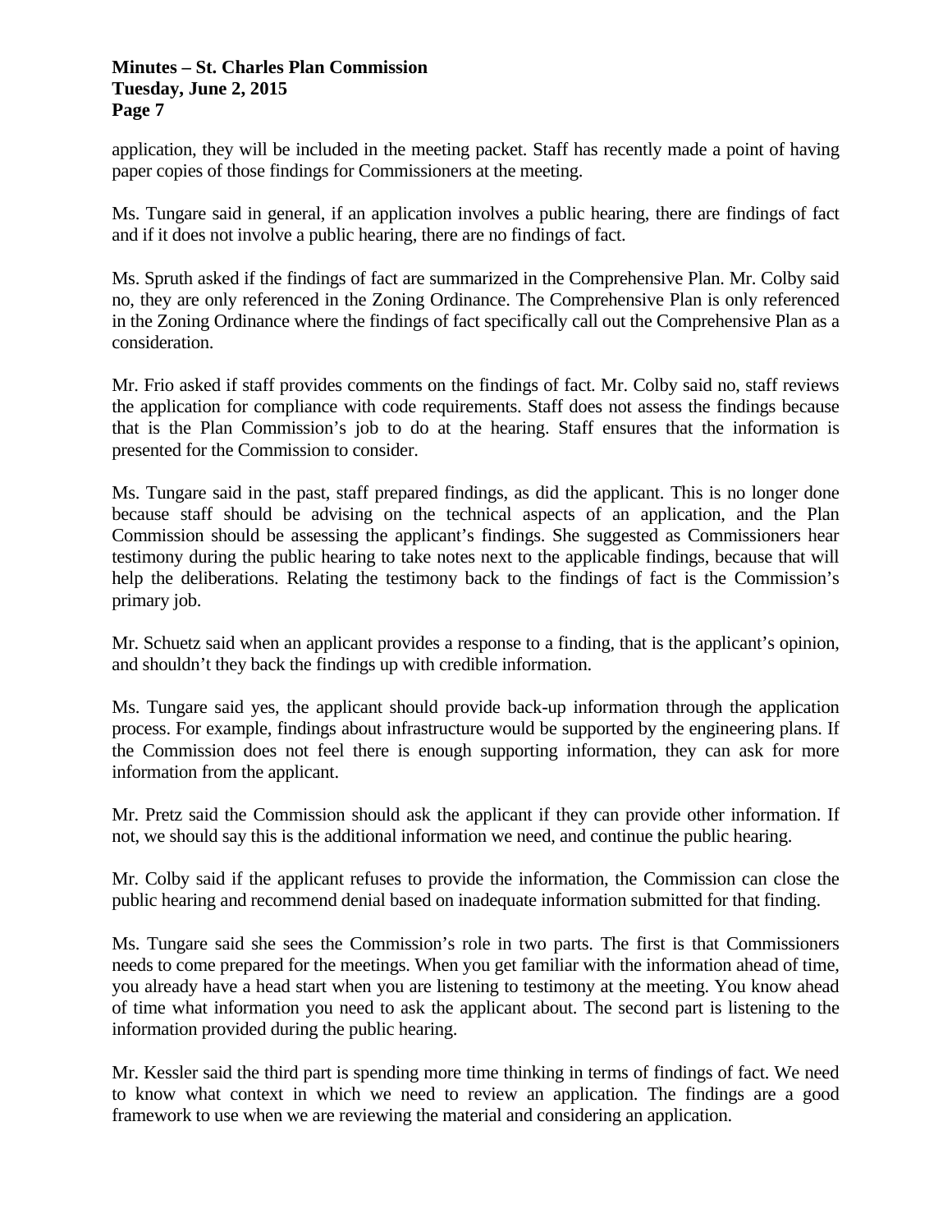application, they will be included in the meeting packet. Staff has recently made a point of having paper copies of those findings for Commissioners at the meeting.

Ms. Tungare said in general, if an application involves a public hearing, there are findings of fact and if it does not involve a public hearing, there are no findings of fact.

Ms. Spruth asked if the findings of fact are summarized in the Comprehensive Plan. Mr. Colby said no, they are only referenced in the Zoning Ordinance. The Comprehensive Plan is only referenced in the Zoning Ordinance where the findings of fact specifically call out the Comprehensive Plan as a consideration.

Mr. Frio asked if staff provides comments on the findings of fact. Mr. Colby said no, staff reviews the application for compliance with code requirements. Staff does not assess the findings because that is the Plan Commission's job to do at the hearing. Staff ensures that the information is presented for the Commission to consider.

Ms. Tungare said in the past, staff prepared findings, as did the applicant. This is no longer done because staff should be advising on the technical aspects of an application, and the Plan Commission should be assessing the applicant's findings. She suggested as Commissioners hear testimony during the public hearing to take notes next to the applicable findings, because that will help the deliberations. Relating the testimony back to the findings of fact is the Commission's primary job.

Mr. Schuetz said when an applicant provides a response to a finding, that is the applicant's opinion, and shouldn't they back the findings up with credible information.

Ms. Tungare said yes, the applicant should provide back-up information through the application process. For example, findings about infrastructure would be supported by the engineering plans. If the Commission does not feel there is enough supporting information, they can ask for more information from the applicant.

Mr. Pretz said the Commission should ask the applicant if they can provide other information. If not, we should say this is the additional information we need, and continue the public hearing.

Mr. Colby said if the applicant refuses to provide the information, the Commission can close the public hearing and recommend denial based on inadequate information submitted for that finding.

Ms. Tungare said she sees the Commission's role in two parts. The first is that Commissioners needs to come prepared for the meetings. When you get familiar with the information ahead of time, you already have a head start when you are listening to testimony at the meeting. You know ahead of time what information you need to ask the applicant about. The second part is listening to the information provided during the public hearing.

Mr. Kessler said the third part is spending more time thinking in terms of findings of fact. We need to know what context in which we need to review an application. The findings are a good framework to use when we are reviewing the material and considering an application.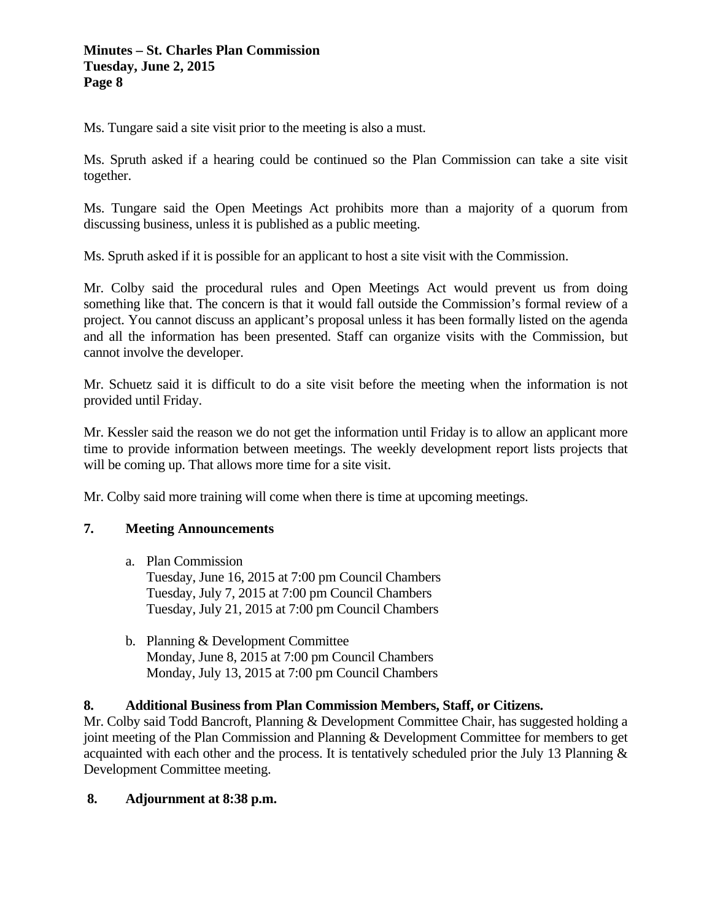Ms. Tungare said a site visit prior to the meeting is also a must.

Ms. Spruth asked if a hearing could be continued so the Plan Commission can take a site visit together.

Ms. Tungare said the Open Meetings Act prohibits more than a majority of a quorum from discussing business, unless it is published as a public meeting.

Ms. Spruth asked if it is possible for an applicant to host a site visit with the Commission.

Mr. Colby said the procedural rules and Open Meetings Act would prevent us from doing something like that. The concern is that it would fall outside the Commission's formal review of a project. You cannot discuss an applicant's proposal unless it has been formally listed on the agenda and all the information has been presented. Staff can organize visits with the Commission, but cannot involve the developer.

Mr. Schuetz said it is difficult to do a site visit before the meeting when the information is not provided until Friday.

Mr. Kessler said the reason we do not get the information until Friday is to allow an applicant more time to provide information between meetings. The weekly development report lists projects that will be coming up. That allows more time for a site visit.

Mr. Colby said more training will come when there is time at upcoming meetings.

## 7. Meeting Announcements

a. Plan Commission
   Tuesday, June 16, 2015 at 7:00 pm Council Chambers
   Tuesday, July 7, 2015 at 7:00 pm Council Chambers
   Tuesday, July 21, 2015 at 7:00 pm Council Chambers

b. Planning & Development Committee
   Monday, June 8, 2015 at 7:00 pm Council Chambers
   Monday, July 13, 2015 at 7:00 pm Council Chambers

## 8. Additional Business from Plan Commission Members, Staff, or Citizens.

Mr. Colby said Todd Bancroft, Planning & Development Committee Chair, has suggested holding a joint meeting of the Plan Commission and Planning & Development Committee for members to get acquainted with each other and the process. It is tentatively scheduled prior the July 13 Planning & Development Committee meeting.

## 8. Adjournment at 8:38 p.m.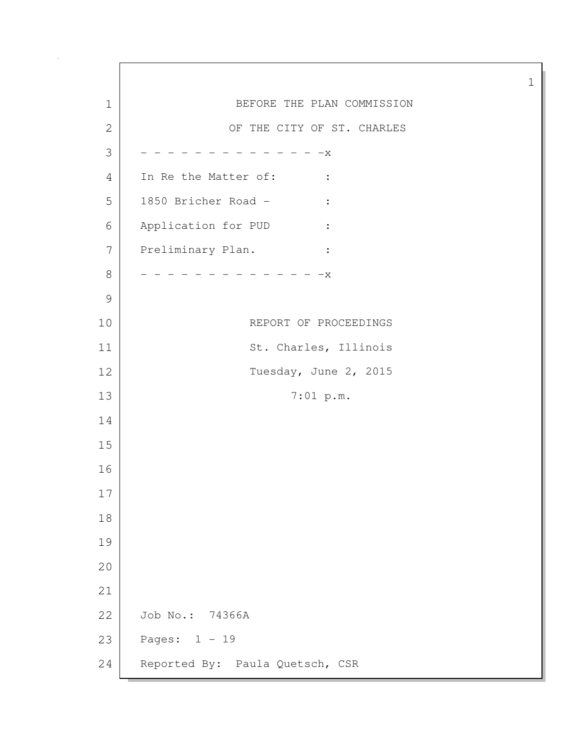BEFORE THE PLAN COMMISSION

OF THE CITY OF ST. CHARLES

```
- - - - - - - - - - - - - - -x
In Re the Matter of:        :
1850 Bricher Road -         :
Application for PUD         :
Preliminary Plan.           :
- - - - - - - - - - - - - - -x
```

REPORT OF PROCEEDINGS

St. Charles, Illinois

Tuesday, June 2, 2015

7:01 p.m.

Job No.: 74366A

Pages: 1 - 19

Reported By: Paula Quetsch, CSR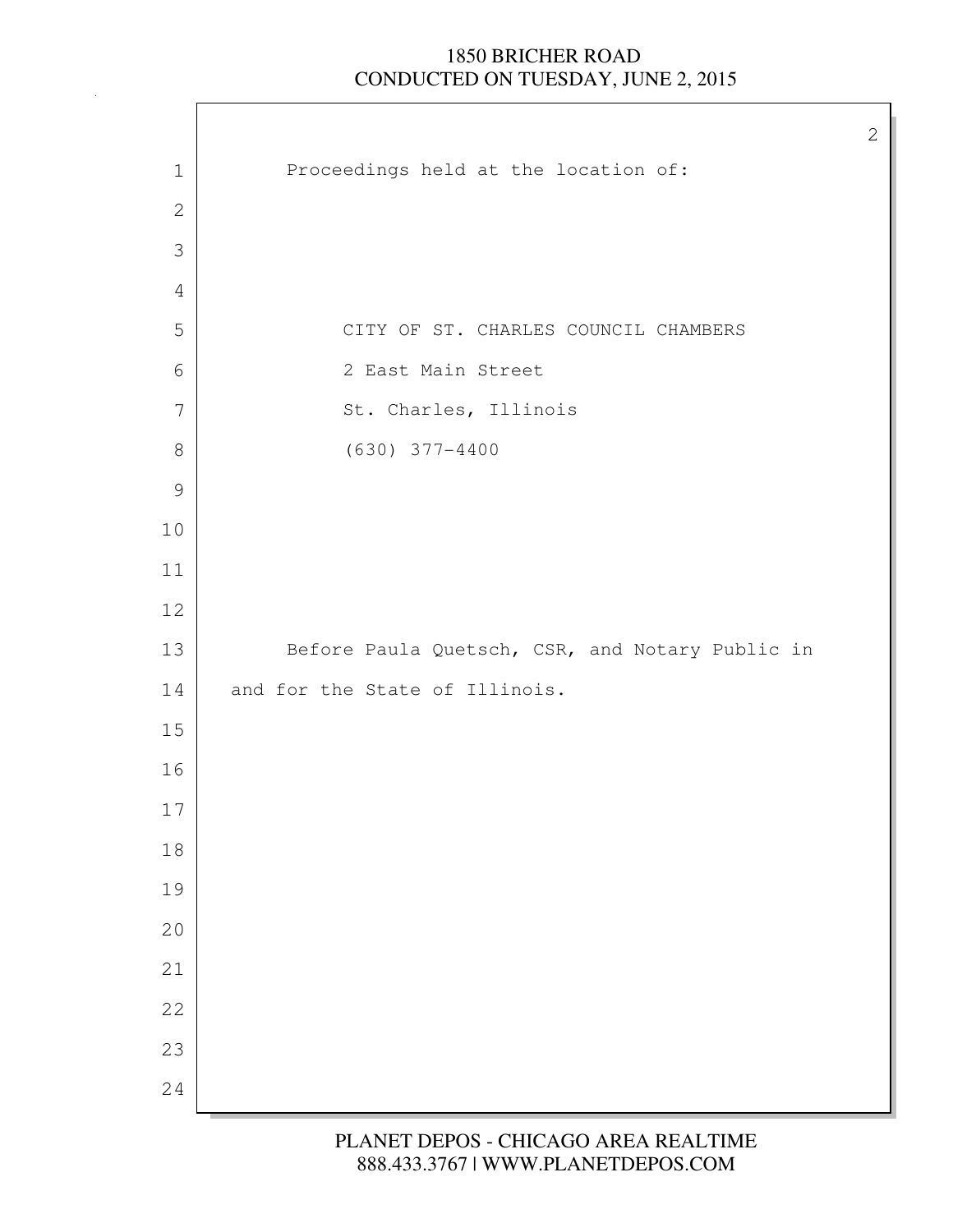Proceedings held at the location of:

CITY OF ST. CHARLES COUNCIL CHAMBERS
2 East Main Street
St. Charles, Illinois
(630) 377-4400

Before Paula Quetsch, CSR, and Notary Public in and for the State of Illinois.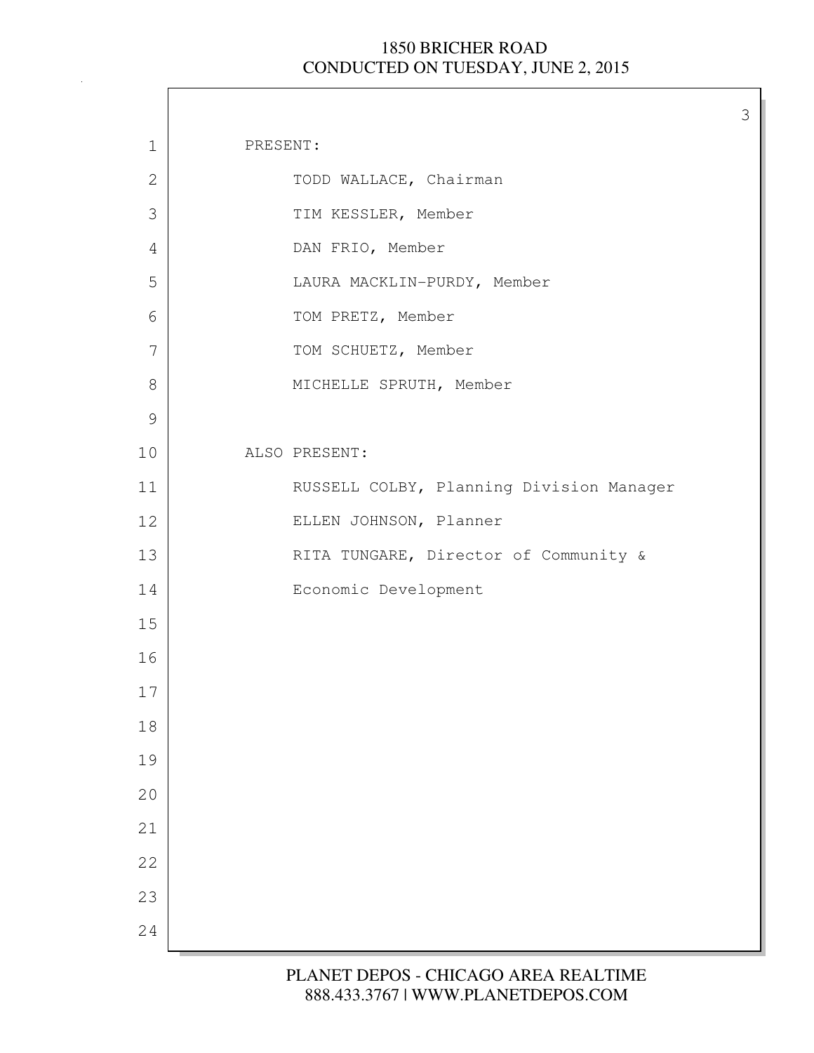PRESENT:

TODD WALLACE, Chairman

TIM KESSLER, Member

DAN FRIO, Member

LAURA MACKLIN-PURDY, Member

TOM PRETZ, Member

TOM SCHUETZ, Member

MICHELLE SPRUTH, Member

ALSO PRESENT:

RUSSELL COLBY, Planning Division Manager

ELLEN JOHNSON, Planner

RITA TUNGARE, Director of Community & Economic Development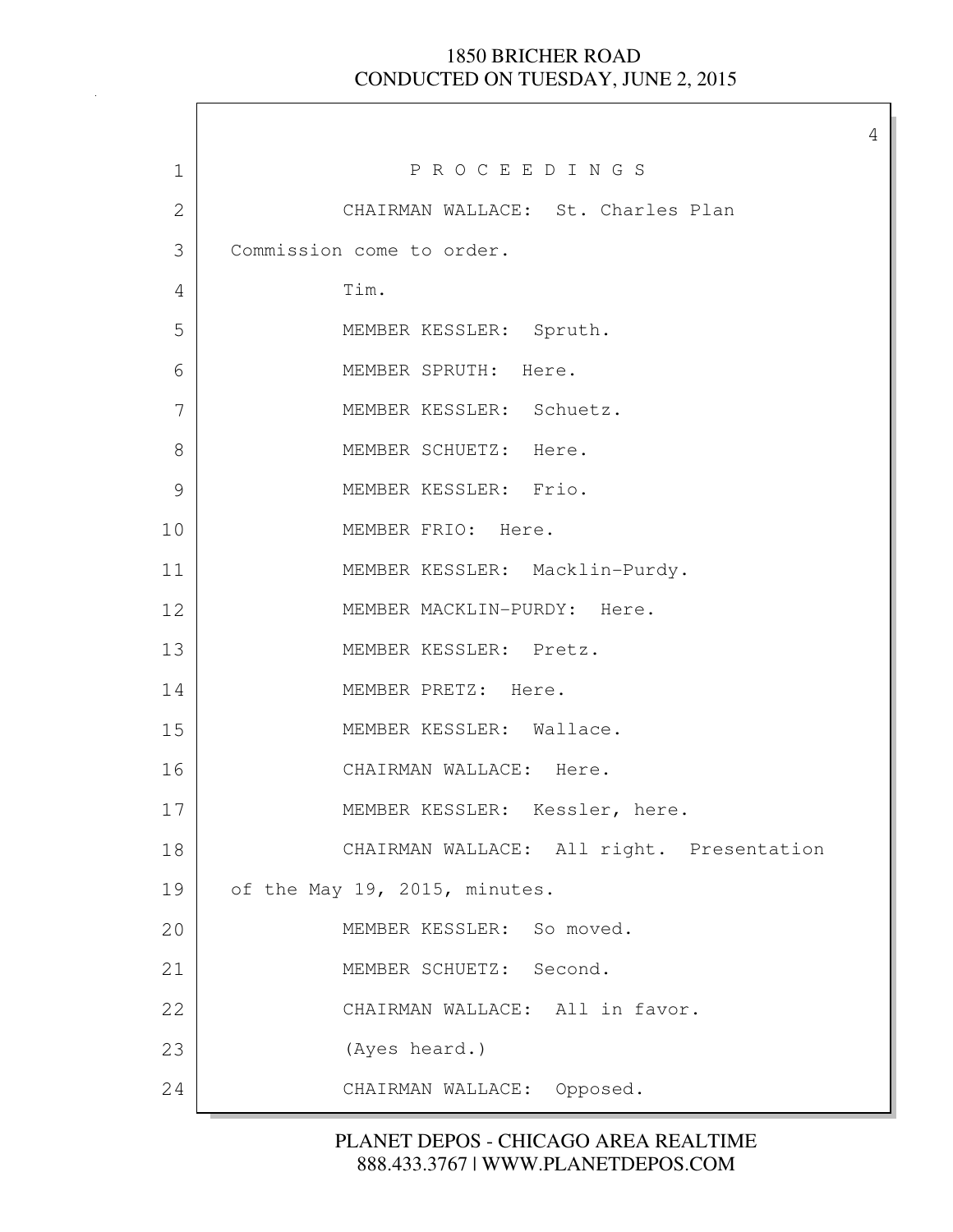P R O C E E D I N G S

CHAIRMAN WALLACE: St. Charles Plan Commission come to order.

Tim.

MEMBER KESSLER: Spruth.

MEMBER SPRUTH: Here.

MEMBER KESSLER: Schuetz.

MEMBER SCHUETZ: Here.

MEMBER KESSLER: Frio.

MEMBER FRIO: Here.

MEMBER KESSLER: Macklin-Purdy.

MEMBER MACKLIN-PURDY: Here.

MEMBER KESSLER: Pretz.

MEMBER PRETZ: Here.

MEMBER KESSLER: Wallace.

CHAIRMAN WALLACE: Here.

MEMBER KESSLER: Kessler, here.

CHAIRMAN WALLACE: All right. Presentation of the May 19, 2015, minutes.

MEMBER KESSLER: So moved.

MEMBER SCHUETZ: Second.

CHAIRMAN WALLACE: All in favor.

(Ayes heard.)

CHAIRMAN WALLACE: Opposed.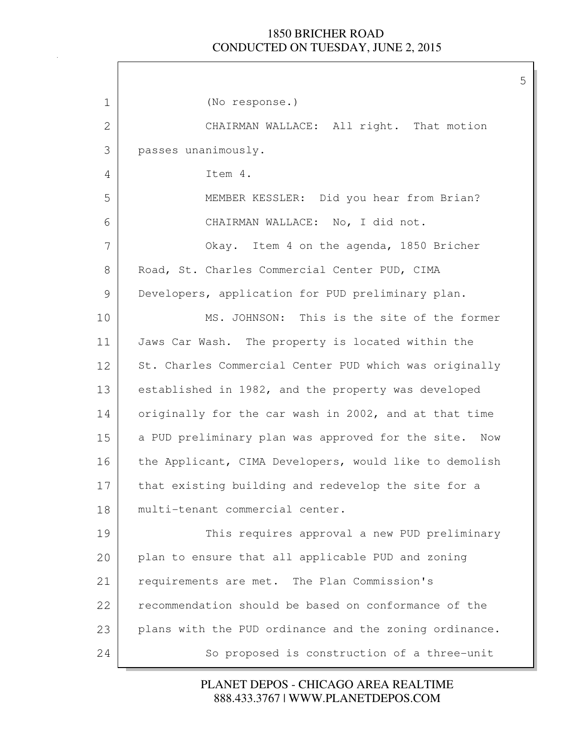(No response.)

CHAIRMAN WALLACE: All right. That motion passes unanimously.

Item 4.

MEMBER KESSLER: Did you hear from Brian?

CHAIRMAN WALLACE: No, I did not.

Okay. Item 4 on the agenda, 1850 Bricher Road, St. Charles Commercial Center PUD, CIMA Developers, application for PUD preliminary plan.

MS. JOHNSON: This is the site of the former Jaws Car Wash. The property is located within the St. Charles Commercial Center PUD which was originally established in 1982, and the property was developed originally for the car wash in 2002, and at that time a PUD preliminary plan was approved for the site. Now the Applicant, CIMA Developers, would like to demolish that existing building and redevelop the site for a multi-tenant commercial center.

This requires approval a new PUD preliminary plan to ensure that all applicable PUD and zoning requirements are met. The Plan Commission's recommendation should be based on conformance of the plans with the PUD ordinance and the zoning ordinance.

So proposed is construction of a three-unit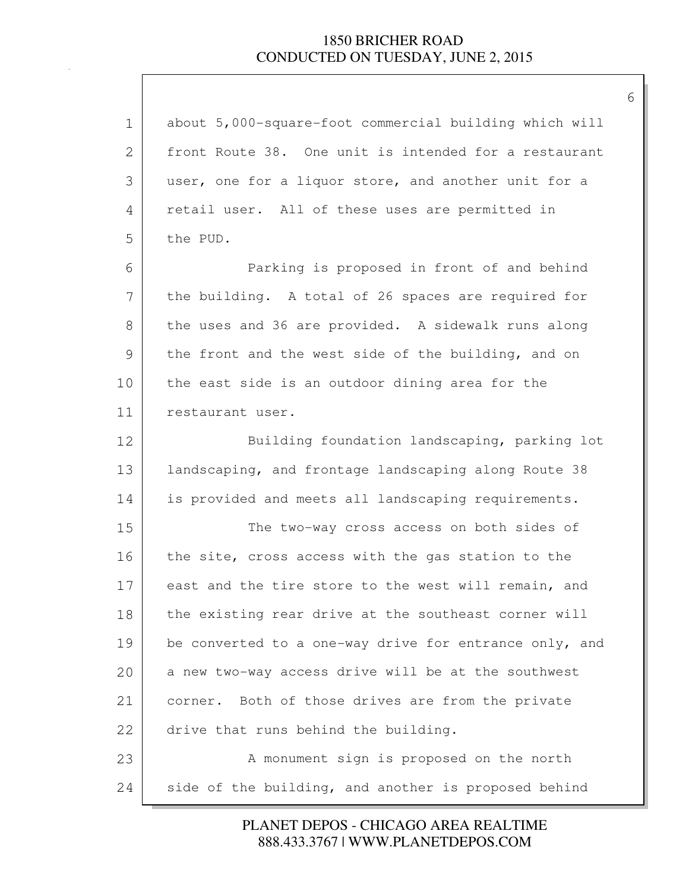about 5,000-square-foot commercial building which will front Route 38. One unit is intended for a restaurant user, one for a liquor store, and another unit for a retail user. All of these uses are permitted in the PUD.

Parking is proposed in front of and behind the building. A total of 26 spaces are required for the uses and 36 are provided. A sidewalk runs along the front and the west side of the building, and on the east side is an outdoor dining area for the restaurant user.

Building foundation landscaping, parking lot landscaping, and frontage landscaping along Route 38 is provided and meets all landscaping requirements.

The two-way cross access on both sides of the site, cross access with the gas station to the east and the tire store to the west will remain, and the existing rear drive at the southeast corner will be converted to a one-way drive for entrance only, and a new two-way access drive will be at the southwest corner. Both of those drives are from the private drive that runs behind the building.

A monument sign is proposed on the north side of the building, and another is proposed behind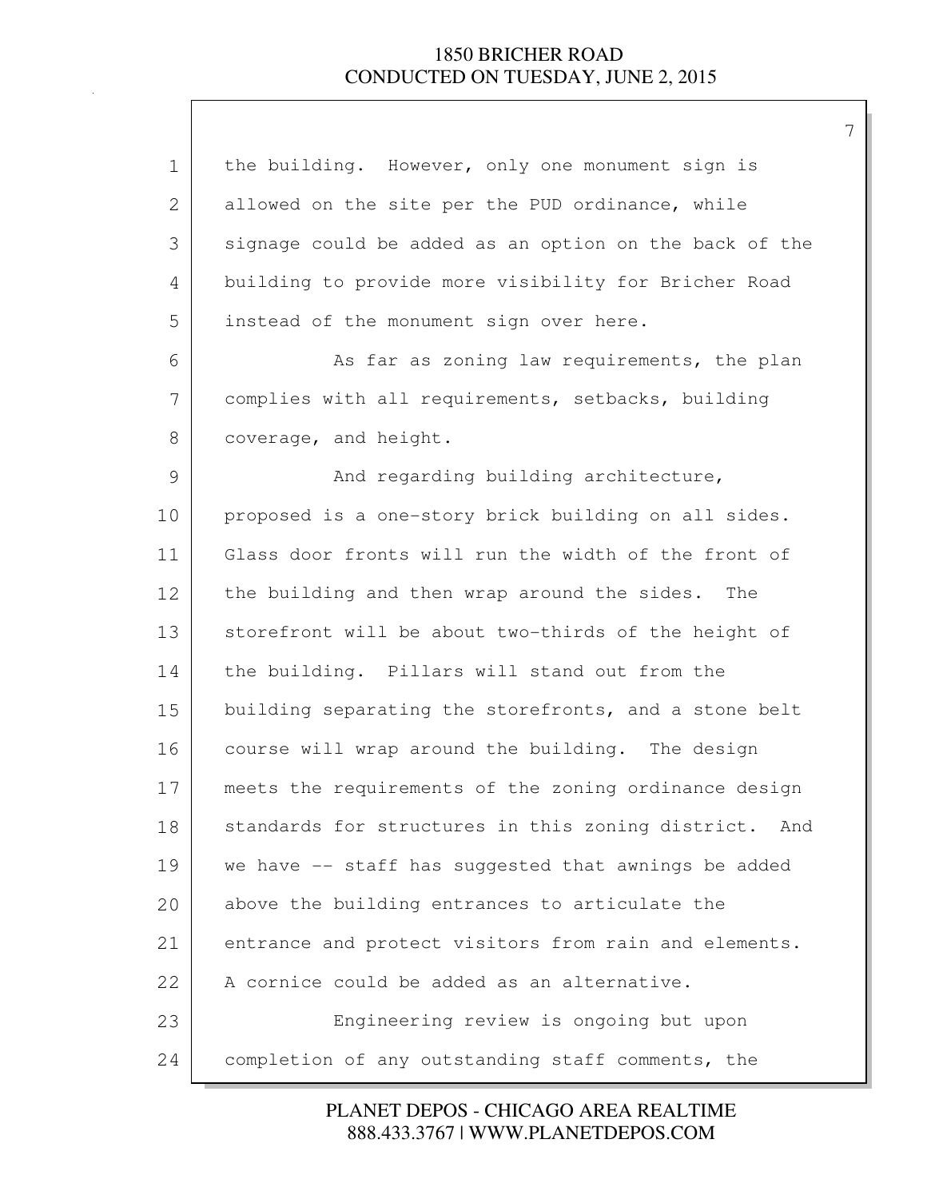the building. However, only one monument sign is allowed on the site per the PUD ordinance, while signage could be added as an option on the back of the building to provide more visibility for Bricher Road instead of the monument sign over here.

As far as zoning law requirements, the plan complies with all requirements, setbacks, building coverage, and height.

And regarding building architecture, proposed is a one-story brick building on all sides. Glass door fronts will run the width of the front of the building and then wrap around the sides. The storefront will be about two-thirds of the height of the building. Pillars will stand out from the building separating the storefronts, and a stone belt course will wrap around the building. The design meets the requirements of the zoning ordinance design standards for structures in this zoning district. And we have -- staff has suggested that awnings be added above the building entrances to articulate the entrance and protect visitors from rain and elements. A cornice could be added as an alternative.

Engineering review is ongoing but upon completion of any outstanding staff comments, the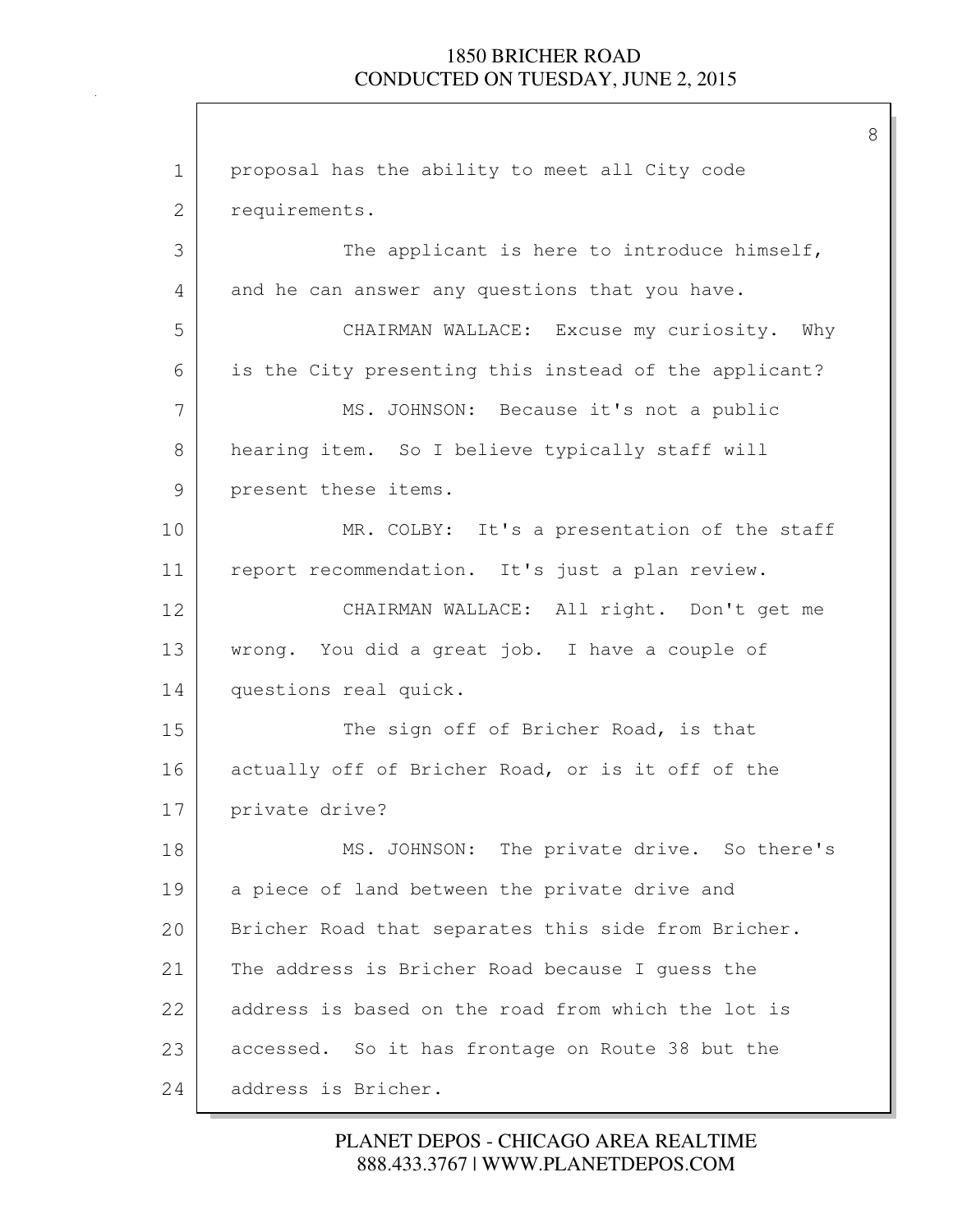proposal has the ability to meet all City code requirements.

The applicant is here to introduce himself, and he can answer any questions that you have.

CHAIRMAN WALLACE: Excuse my curiosity. Why is the City presenting this instead of the applicant?

MS. JOHNSON: Because it's not a public hearing item. So I believe typically staff will present these items.

MR. COLBY: It's a presentation of the staff report recommendation. It's just a plan review.

CHAIRMAN WALLACE: All right. Don't get me wrong. You did a great job. I have a couple of questions real quick.

The sign off of Bricher Road, is that actually off of Bricher Road, or is it off of the private drive?

MS. JOHNSON: The private drive. So there's a piece of land between the private drive and Bricher Road that separates this side from Bricher. The address is Bricher Road because I guess the address is based on the road from which the lot is accessed. So it has frontage on Route 38 but the address is Bricher.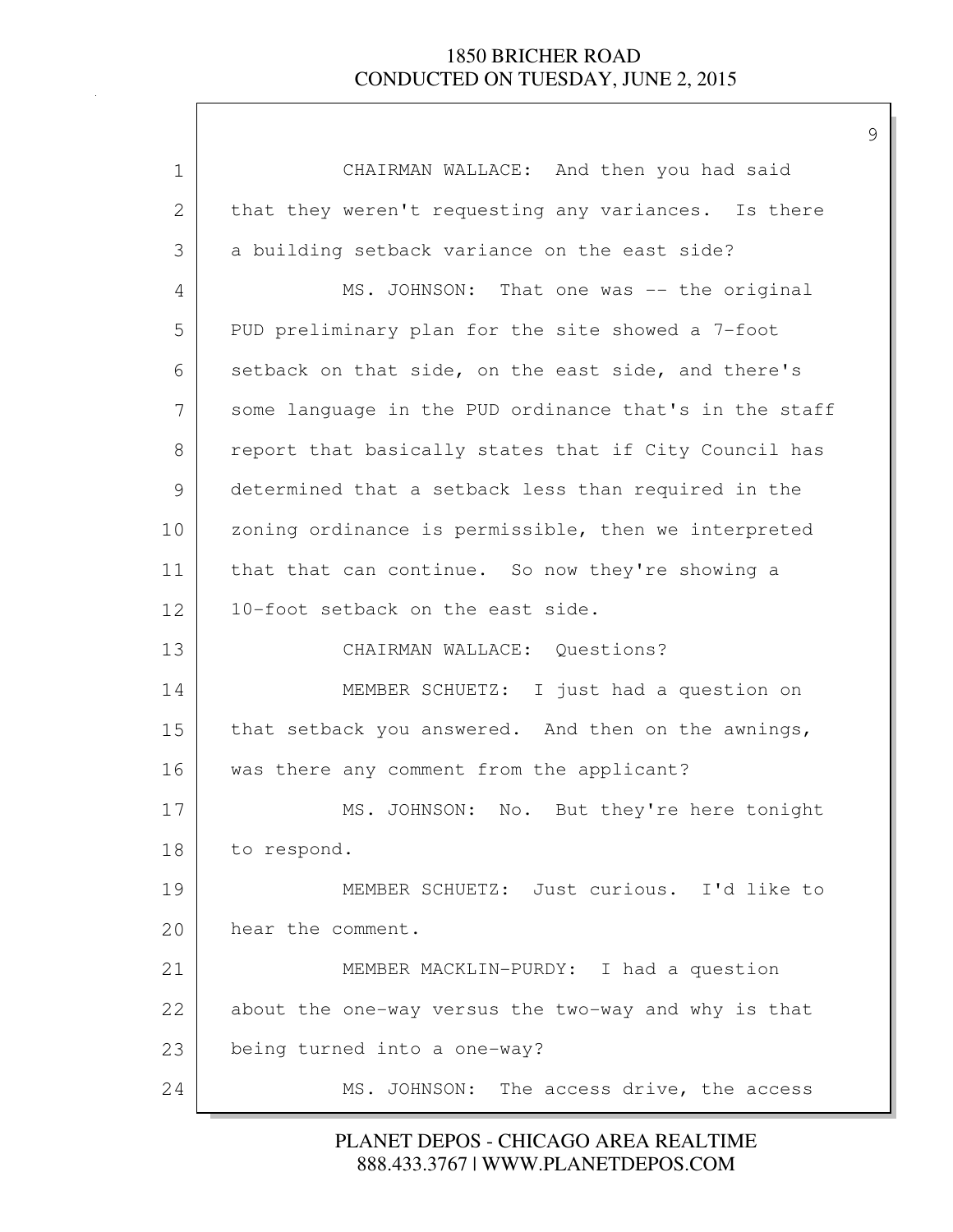CHAIRMAN WALLACE: And then you had said that they weren't requesting any variances. Is there a building setback variance on the east side?

MS. JOHNSON: That one was -- the original PUD preliminary plan for the site showed a 7-foot setback on that side, on the east side, and there's some language in the PUD ordinance that's in the staff report that basically states that if City Council has determined that a setback less than required in the zoning ordinance is permissible, then we interpreted that that can continue. So now they're showing a 10-foot setback on the east side.

CHAIRMAN WALLACE: Questions?

MEMBER SCHUETZ: I just had a question on that setback you answered. And then on the awnings, was there any comment from the applicant?

MS. JOHNSON: No. But they're here tonight to respond.

MEMBER SCHUETZ: Just curious. I'd like to hear the comment.

MEMBER MACKLIN-PURDY: I had a question about the one-way versus the two-way and why is that being turned into a one-way?

MS. JOHNSON: The access drive, the access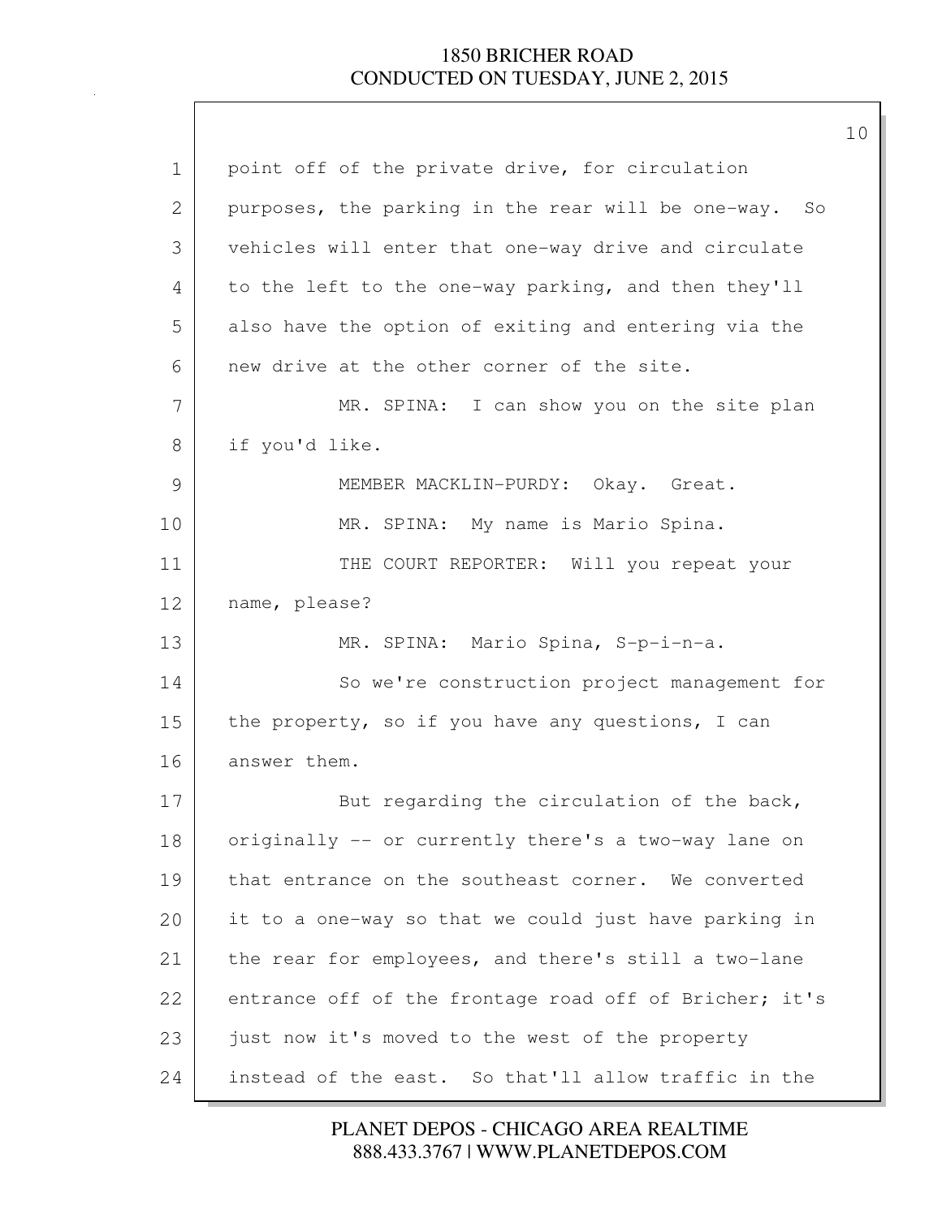point off of the private drive, for circulation purposes, the parking in the rear will be one-way. So vehicles will enter that one-way drive and circulate to the left to the one-way parking, and then they'll also have the option of exiting and entering via the new drive at the other corner of the site.

MR. SPINA: I can show you on the site plan if you'd like.

MEMBER MACKLIN-PURDY: Okay. Great.

MR. SPINA: My name is Mario Spina.

THE COURT REPORTER: Will you repeat your name, please?

MR. SPINA: Mario Spina, S-p-i-n-a.

So we're construction project management for the property, so if you have any questions, I can answer them.

But regarding the circulation of the back, originally -- or currently there's a two-way lane on that entrance on the southeast corner. We converted it to a one-way so that we could just have parking in the rear for employees, and there's still a two-lane entrance off of the frontage road off of Bricher; it's just now it's moved to the west of the property instead of the east. So that'll allow traffic in the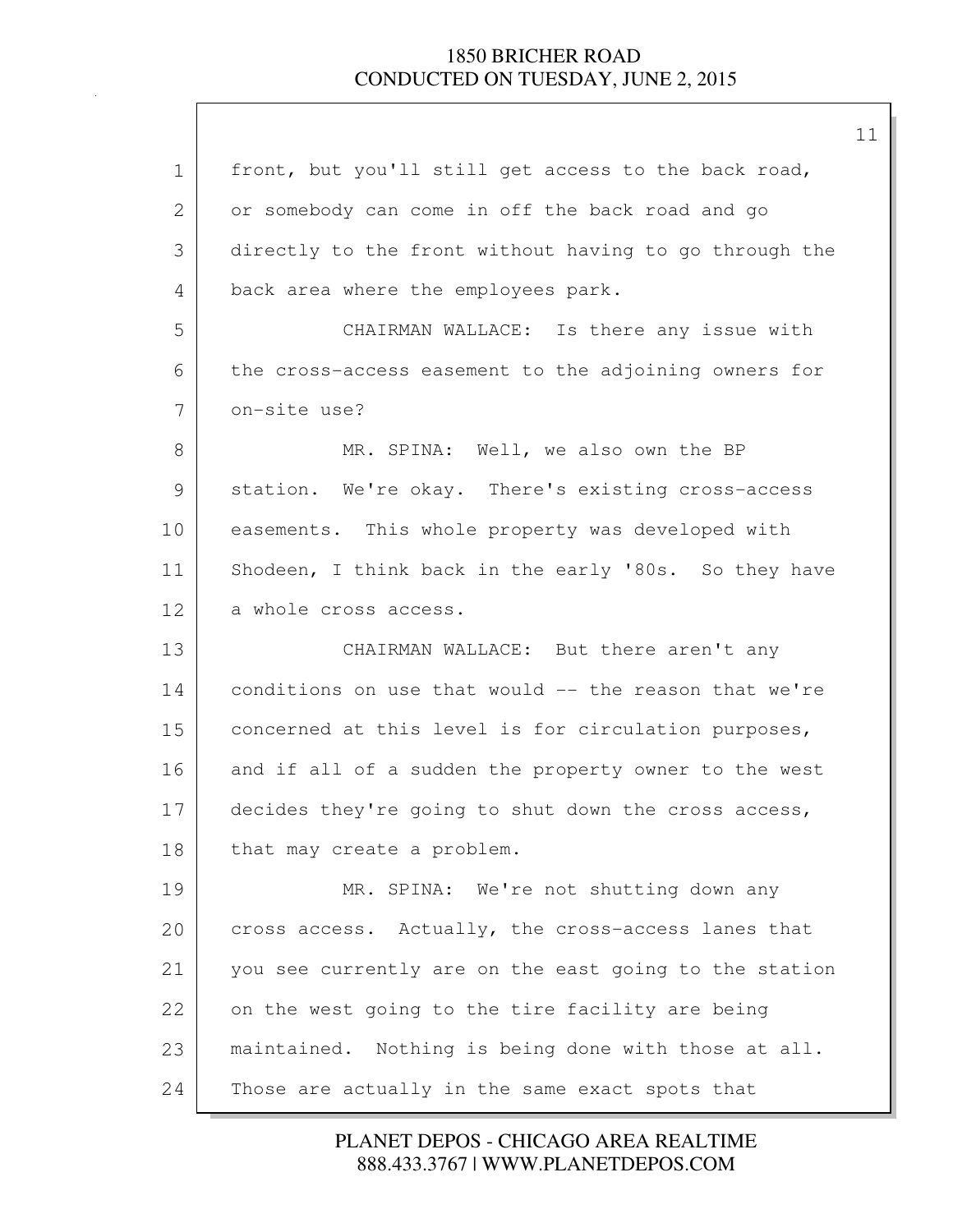front, but you'll still get access to the back road, or somebody can come in off the back road and go directly to the front without having to go through the back area where the employees park.

CHAIRMAN WALLACE: Is there any issue with the cross-access easement to the adjoining owners for on-site use?

MR. SPINA: Well, we also own the BP station. We're okay. There's existing cross-access easements. This whole property was developed with Shodeen, I think back in the early '80s. So they have a whole cross access.

CHAIRMAN WALLACE: But there aren't any conditions on use that would -- the reason that we're concerned at this level is for circulation purposes, and if all of a sudden the property owner to the west decides they're going to shut down the cross access, that may create a problem.

MR. SPINA: We're not shutting down any cross access. Actually, the cross-access lanes that you see currently are on the east going to the station on the west going to the tire facility are being maintained. Nothing is being done with those at all. Those are actually in the same exact spots that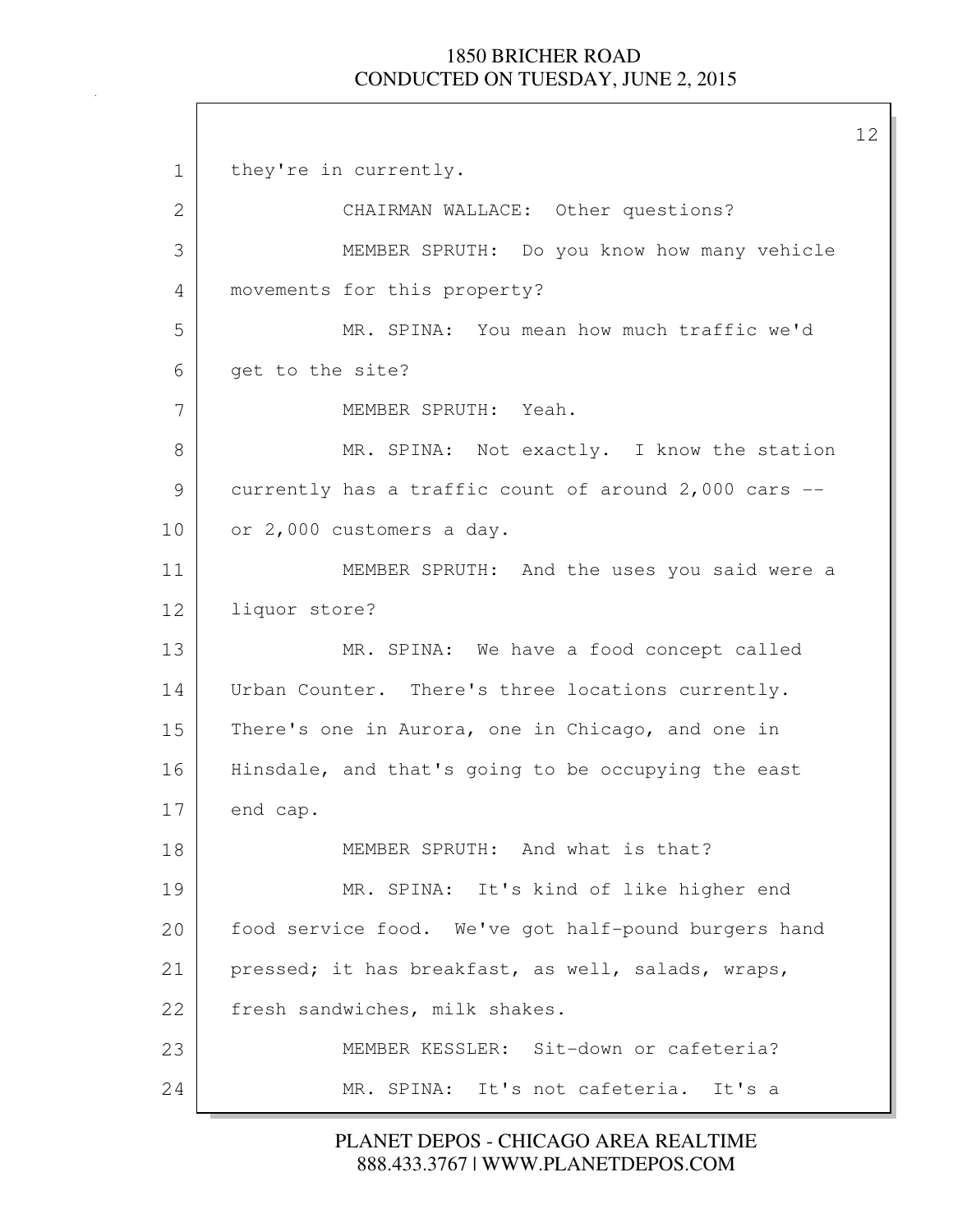they're in currently.

CHAIRMAN WALLACE: Other questions?

MEMBER SPRUTH: Do you know how many vehicle movements for this property?

MR. SPINA: You mean how much traffic we'd get to the site?

MEMBER SPRUTH: Yeah.

MR. SPINA: Not exactly. I know the station currently has a traffic count of around 2,000 cars -- or 2,000 customers a day.

MEMBER SPRUTH: And the uses you said were a liquor store?

MR. SPINA: We have a food concept called Urban Counter. There's three locations currently. There's one in Aurora, one in Chicago, and one in Hinsdale, and that's going to be occupying the east end cap.

MEMBER SPRUTH: And what is that?

MR. SPINA: It's kind of like higher end food service food. We've got half-pound burgers hand pressed; it has breakfast, as well, salads, wraps, fresh sandwiches, milk shakes.

MEMBER KESSLER: Sit-down or cafeteria?

MR. SPINA: It's not cafeteria. It's a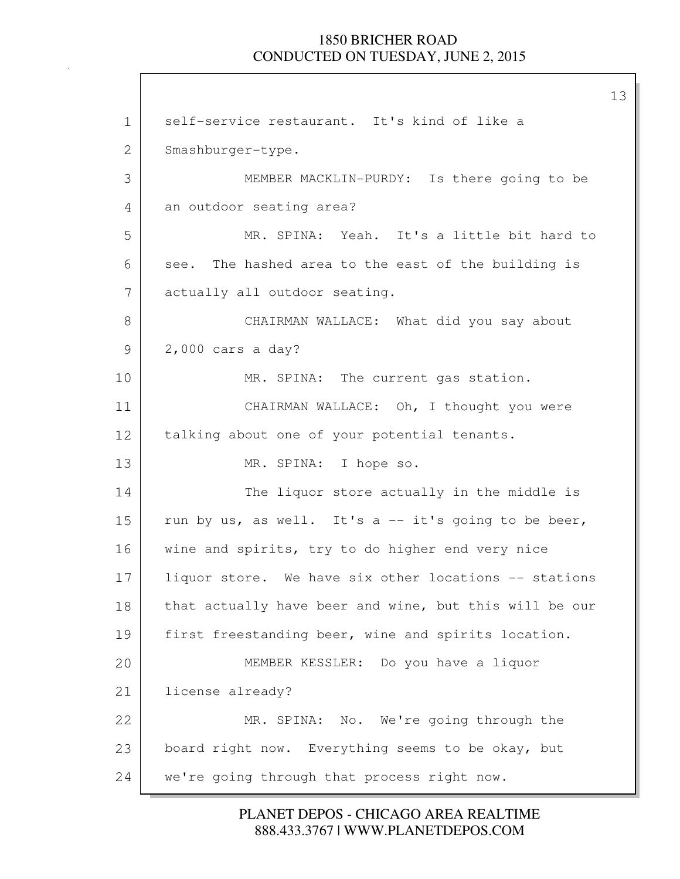self-service restaurant. It's kind of like a Smashburger-type.

MEMBER MACKLIN-PURDY: Is there going to be an outdoor seating area?

MR. SPINA: Yeah. It's a little bit hard to see. The hashed area to the east of the building is actually all outdoor seating.

CHAIRMAN WALLACE: What did you say about 2,000 cars a day?

MR. SPINA: The current gas station.

CHAIRMAN WALLACE: Oh, I thought you were talking about one of your potential tenants.

MR. SPINA: I hope so.

The liquor store actually in the middle is run by us, as well. It's a -- it's going to be beer, wine and spirits, try to do higher end very nice liquor store. We have six other locations -- stations that actually have beer and wine, but this will be our first freestanding beer, wine and spirits location.

MEMBER KESSLER: Do you have a liquor license already?

MR. SPINA: No. We're going through the board right now. Everything seems to be okay, but we're going through that process right now.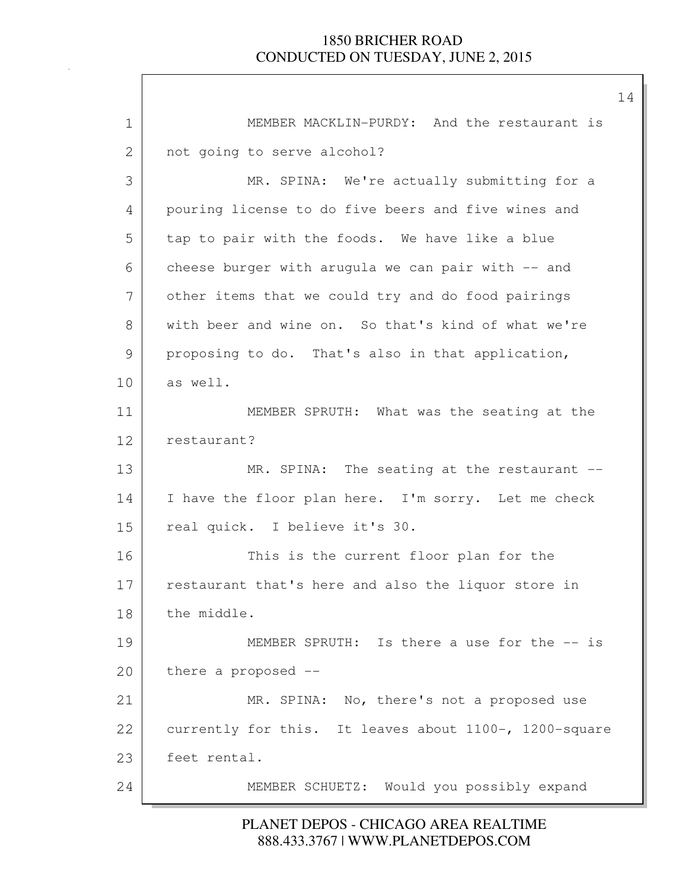MEMBER MACKLIN-PURDY: And the restaurant is not going to serve alcohol?

MR. SPINA: We're actually submitting for a pouring license to do five beers and five wines and tap to pair with the foods. We have like a blue cheese burger with arugula we can pair with -- and other items that we could try and do food pairings with beer and wine on. So that's kind of what we're proposing to do. That's also in that application, as well.

MEMBER SPRUTH: What was the seating at the restaurant?

MR. SPINA: The seating at the restaurant -- I have the floor plan here. I'm sorry. Let me check real quick. I believe it's 30.

This is the current floor plan for the restaurant that's here and also the liquor store in the middle.

MEMBER SPRUTH: Is there a use for the -- is there a proposed --

MR. SPINA: No, there's not a proposed use currently for this. It leaves about 1100-, 1200-square feet rental.

MEMBER SCHUETZ: Would you possibly expand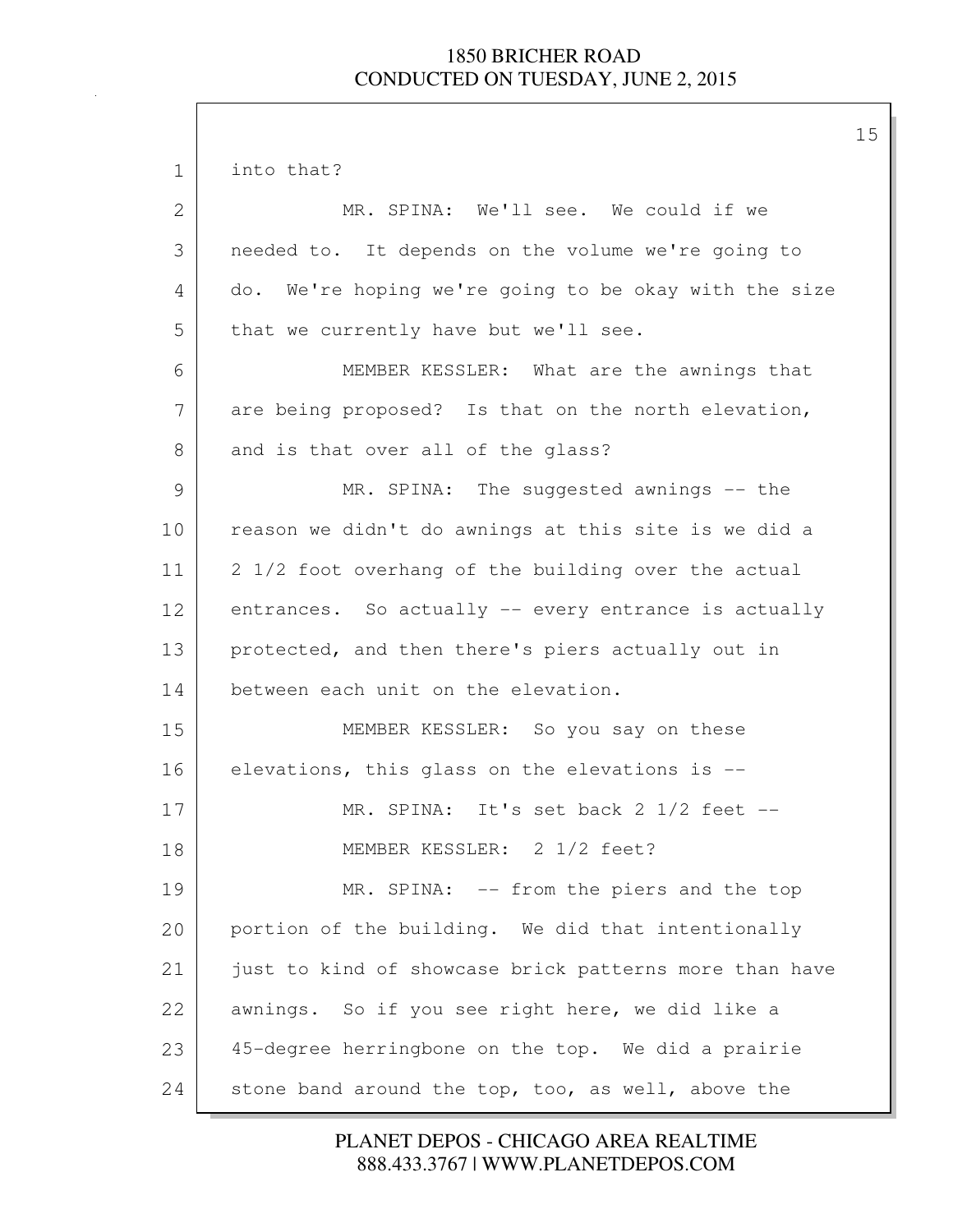into that?

MR. SPINA: We'll see. We could if we needed to. It depends on the volume we're going to do. We're hoping we're going to be okay with the size that we currently have but we'll see.

MEMBER KESSLER: What are the awnings that are being proposed? Is that on the north elevation, and is that over all of the glass?

MR. SPINA: The suggested awnings -- the reason we didn't do awnings at this site is we did a 2 1/2 foot overhang of the building over the actual entrances. So actually -- every entrance is actually protected, and then there's piers actually out in between each unit on the elevation.

MEMBER KESSLER: So you say on these elevations, this glass on the elevations is --

MR. SPINA: It's set back 2 1/2 feet --

MEMBER KESSLER: 2 1/2 feet?

MR. SPINA: -- from the piers and the top portion of the building. We did that intentionally just to kind of showcase brick patterns more than have awnings. So if you see right here, we did like a 45-degree herringbone on the top. We did a prairie stone band around the top, too, as well, above the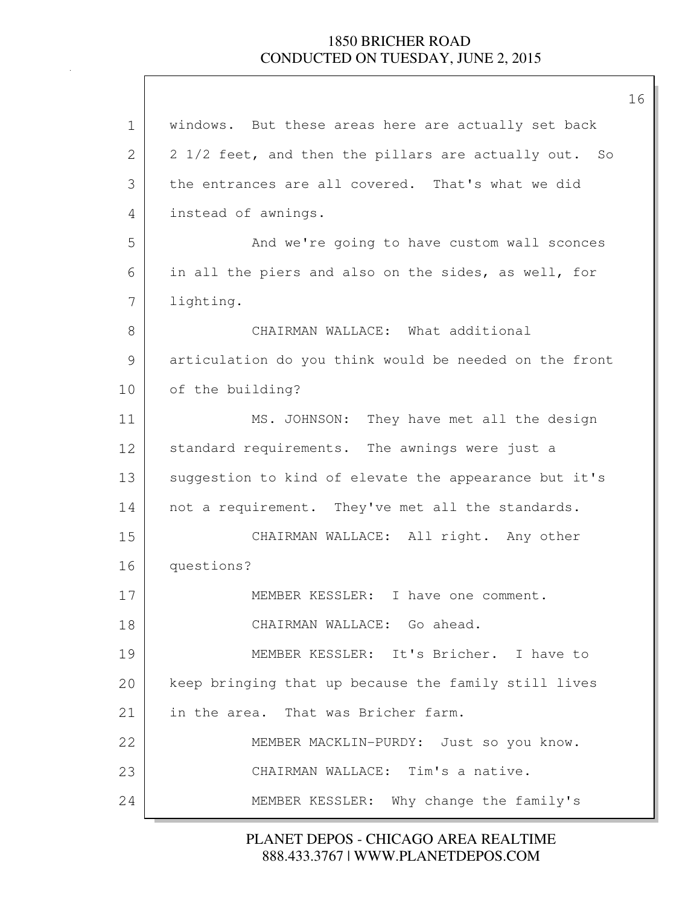windows. But these areas here are actually set back 2 1/2 feet, and then the pillars are actually out. So the entrances are all covered. That's what we did instead of awnings.

And we're going to have custom wall sconces in all the piers and also on the sides, as well, for lighting.

CHAIRMAN WALLACE: What additional articulation do you think would be needed on the front of the building?

MS. JOHNSON: They have met all the design standard requirements. The awnings were just a suggestion to kind of elevate the appearance but it's not a requirement. They've met all the standards.

CHAIRMAN WALLACE: All right. Any other questions?

MEMBER KESSLER: I have one comment.

CHAIRMAN WALLACE: Go ahead.

MEMBER KESSLER: It's Bricher. I have to keep bringing that up because the family still lives in the area. That was Bricher farm.

MEMBER MACKLIN-PURDY: Just so you know.

CHAIRMAN WALLACE: Tim's a native.

MEMBER KESSLER: Why change the family's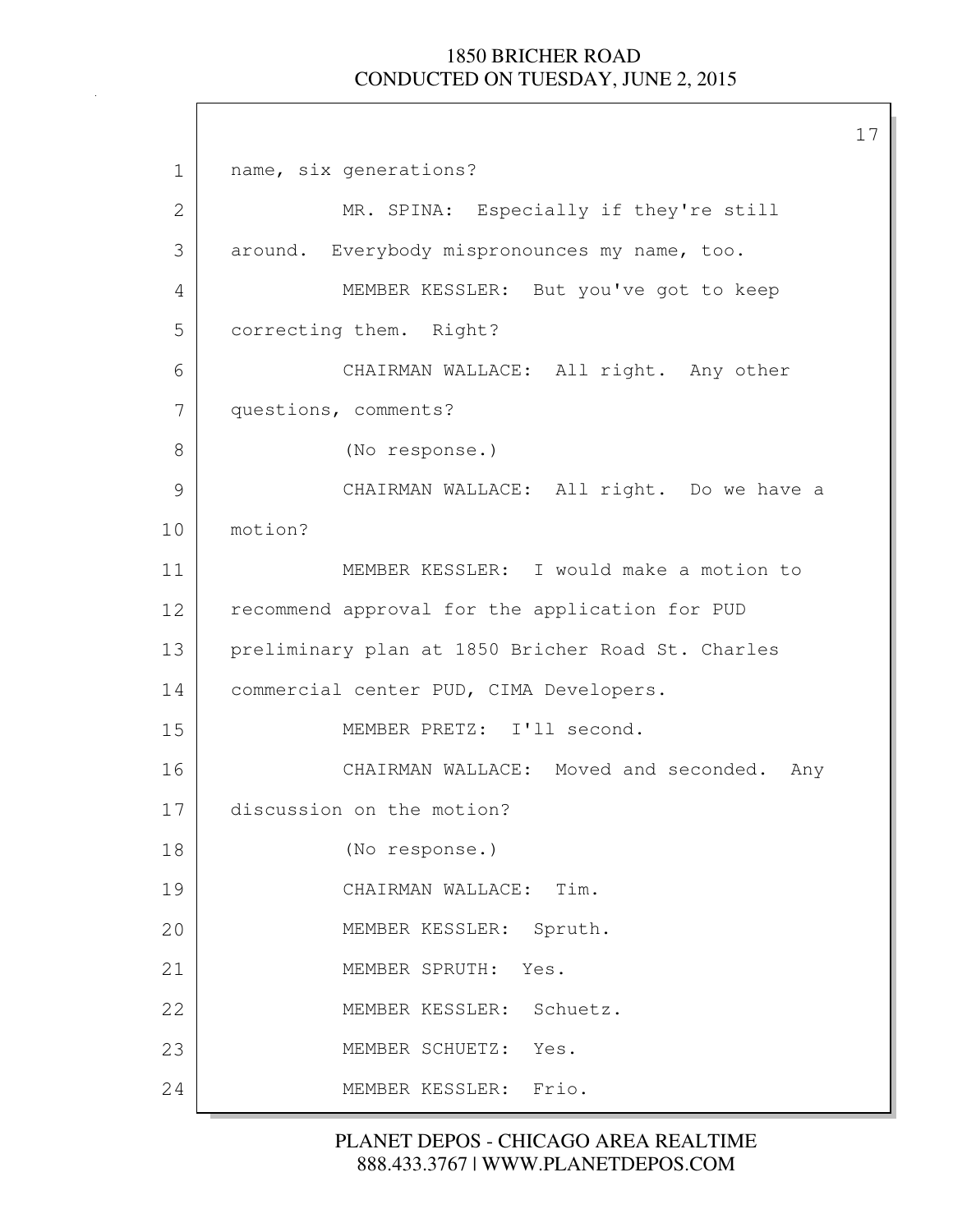name, six generations?

MR. SPINA: Especially if they're still around. Everybody mispronounces my name, too.

MEMBER KESSLER: But you've got to keep correcting them. Right?

CHAIRMAN WALLACE: All right. Any other questions, comments?

(No response.)

CHAIRMAN WALLACE: All right. Do we have a motion?

MEMBER KESSLER: I would make a motion to recommend approval for the application for PUD preliminary plan at 1850 Bricher Road St. Charles commercial center PUD, CIMA Developers.

MEMBER PRETZ: I'll second.

CHAIRMAN WALLACE: Moved and seconded. Any discussion on the motion?

(No response.)

CHAIRMAN WALLACE: Tim.

MEMBER KESSLER: Spruth.

MEMBER SPRUTH: Yes.

MEMBER KESSLER: Schuetz.

MEMBER SCHUETZ: Yes.

MEMBER KESSLER: Frio.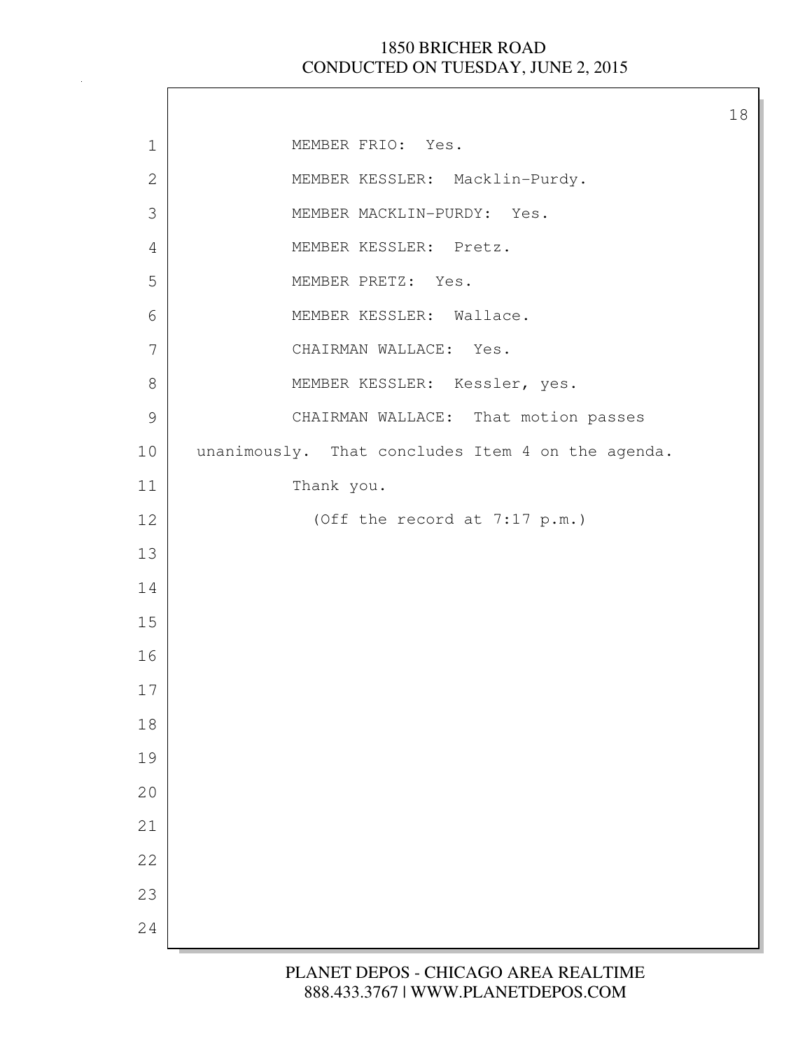MEMBER FRIO: Yes.

MEMBER KESSLER: Macklin-Purdy.

MEMBER MACKLIN-PURDY: Yes.

MEMBER KESSLER: Pretz.

MEMBER PRETZ: Yes.

MEMBER KESSLER: Wallace.

CHAIRMAN WALLACE: Yes.

MEMBER KESSLER: Kessler, yes.

CHAIRMAN WALLACE: That motion passes unanimously. That concludes Item 4 on the agenda.

Thank you.

(Off the record at 7:17 p.m.)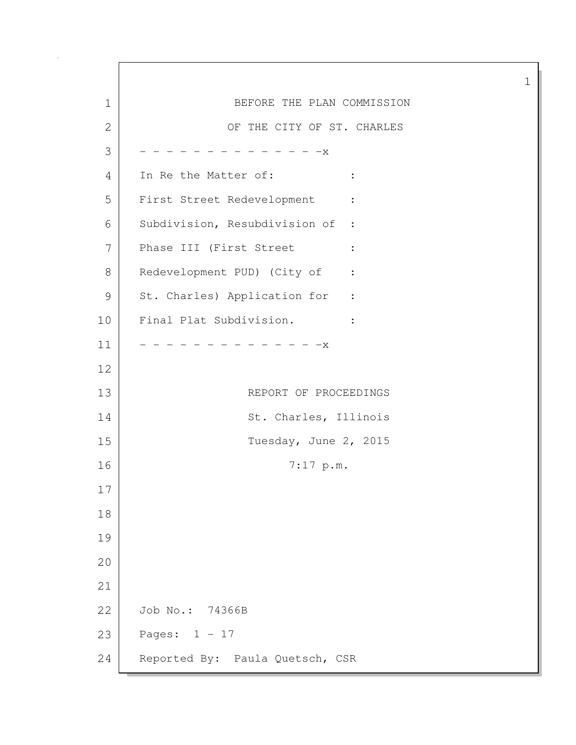BEFORE THE PLAN COMMISSION

OF THE CITY OF ST. CHARLES

\- - - - - - - - - - - - - - -x

In Re the Matter of: :
First Street Redevelopment :
Subdivision, Resubdivision of :
Phase III (First Street :
Redevelopment PUD) (City of :
St. Charles) Application for :
Final Plat Subdivision. :

\- - - - - - - - - - - - - - -x

REPORT OF PROCEEDINGS

St. Charles, Illinois

Tuesday, June 2, 2015

7:17 p.m.

Job No.: 74366B

Pages: 1 - 17

Reported By: Paula Quetsch, CSR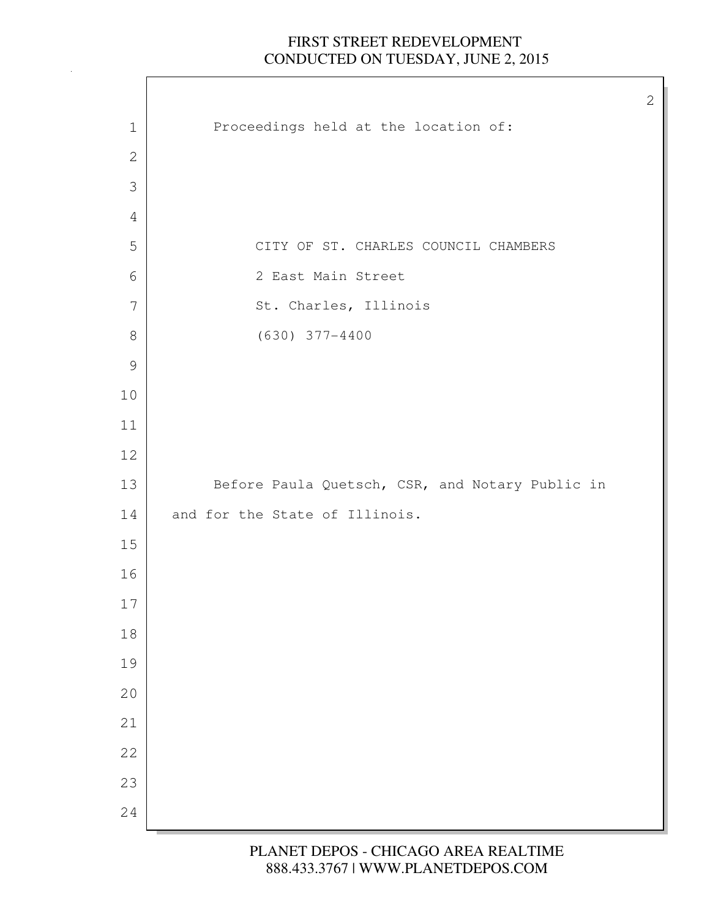Proceedings held at the location of:

CITY OF ST. CHARLES COUNCIL CHAMBERS
2 East Main Street
St. Charles, Illinois
(630) 377-4400

Before Paula Quetsch, CSR, and Notary Public in and for the State of Illinois.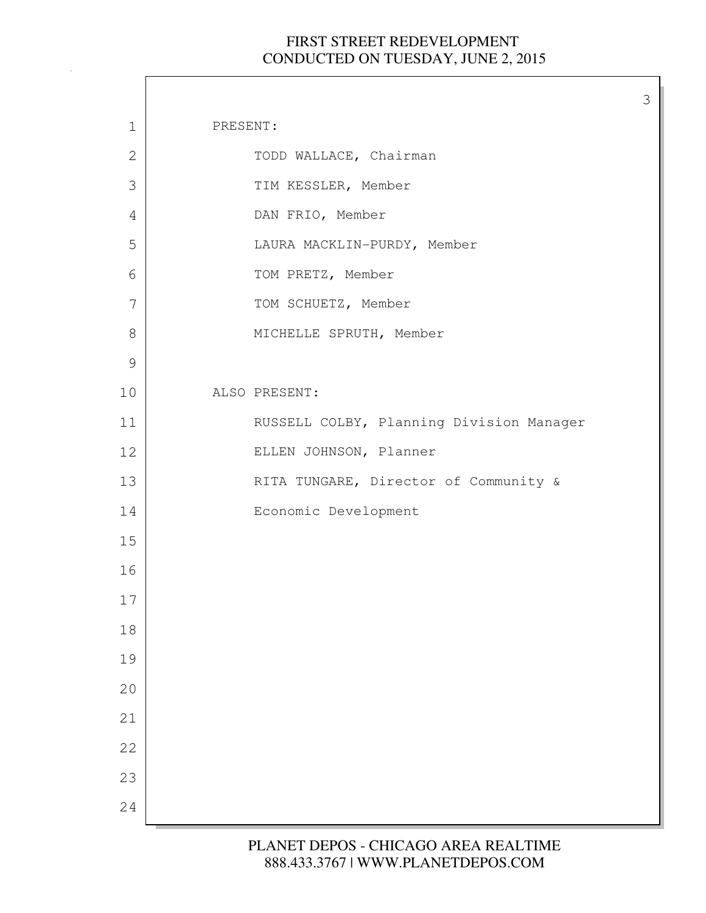PRESENT:

TODD WALLACE, Chairman

TIM KESSLER, Member

DAN FRIO, Member

LAURA MACKLIN-PURDY, Member

TOM PRETZ, Member

TOM SCHUETZ, Member

MICHELLE SPRUTH, Member

ALSO PRESENT:

RUSSELL COLBY, Planning Division Manager

ELLEN JOHNSON, Planner

RITA TUNGARE, Director of Community & Economic Development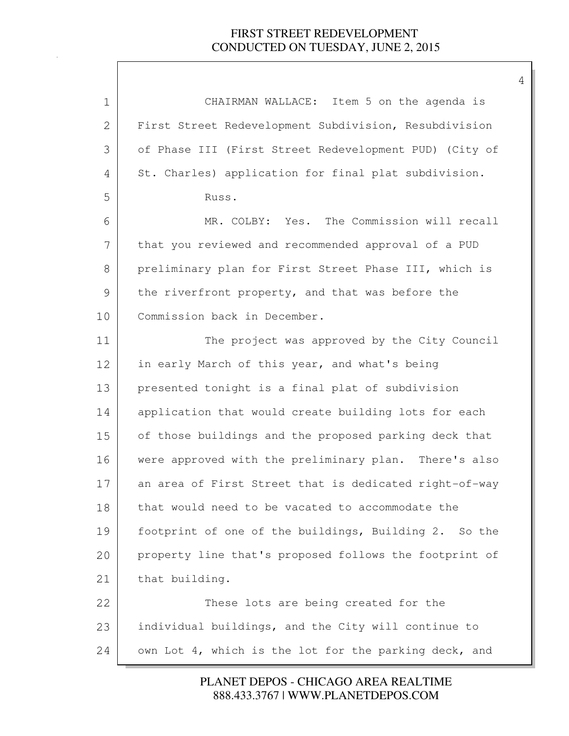CHAIRMAN WALLACE: Item 5 on the agenda is First Street Redevelopment Subdivision, Resubdivision of Phase III (First Street Redevelopment PUD) (City of St. Charles) application for final plat subdivision.

Russ.

MR. COLBY: Yes. The Commission will recall that you reviewed and recommended approval of a PUD preliminary plan for First Street Phase III, which is the riverfront property, and that was before the Commission back in December.

The project was approved by the City Council in early March of this year, and what's being presented tonight is a final plat of subdivision application that would create building lots for each of those buildings and the proposed parking deck that were approved with the preliminary plan. There's also an area of First Street that is dedicated right-of-way that would need to be vacated to accommodate the footprint of one of the buildings, Building 2. So the property line that's proposed follows the footprint of that building.

These lots are being created for the individual buildings, and the City will continue to own Lot 4, which is the lot for the parking deck, and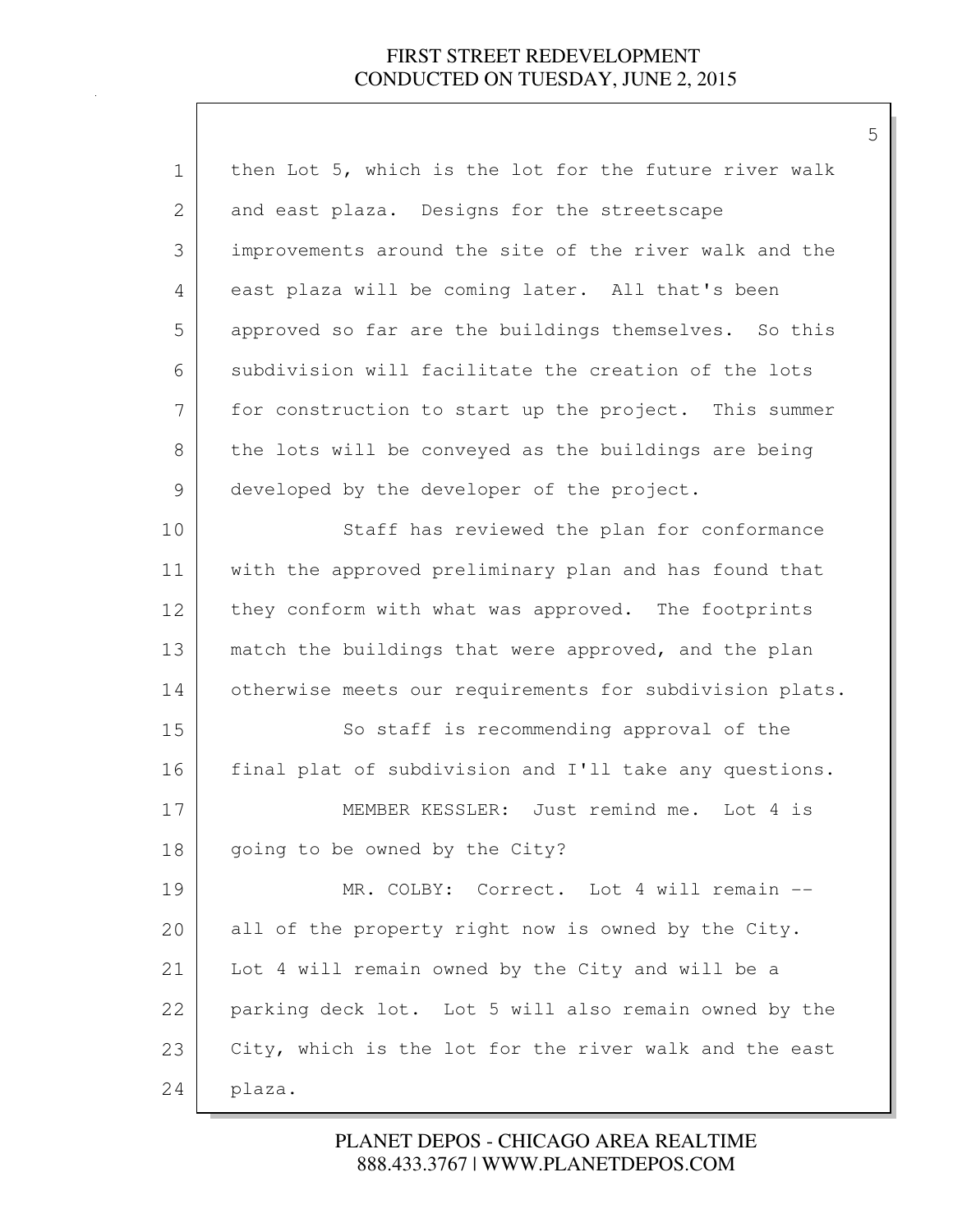then Lot 5, which is the lot for the future river walk and east plaza. Designs for the streetscape improvements around the site of the river walk and the east plaza will be coming later. All that's been approved so far are the buildings themselves. So this subdivision will facilitate the creation of the lots for construction to start up the project. This summer the lots will be conveyed as the buildings are being developed by the developer of the project.

Staff has reviewed the plan for conformance with the approved preliminary plan and has found that they conform with what was approved. The footprints match the buildings that were approved, and the plan otherwise meets our requirements for subdivision plats.

So staff is recommending approval of the final plat of subdivision and I'll take any questions.

MEMBER KESSLER: Just remind me. Lot 4 is going to be owned by the City?

MR. COLBY: Correct. Lot 4 will remain -- all of the property right now is owned by the City. Lot 4 will remain owned by the City and will be a parking deck lot. Lot 5 will also remain owned by the City, which is the lot for the river walk and the east plaza.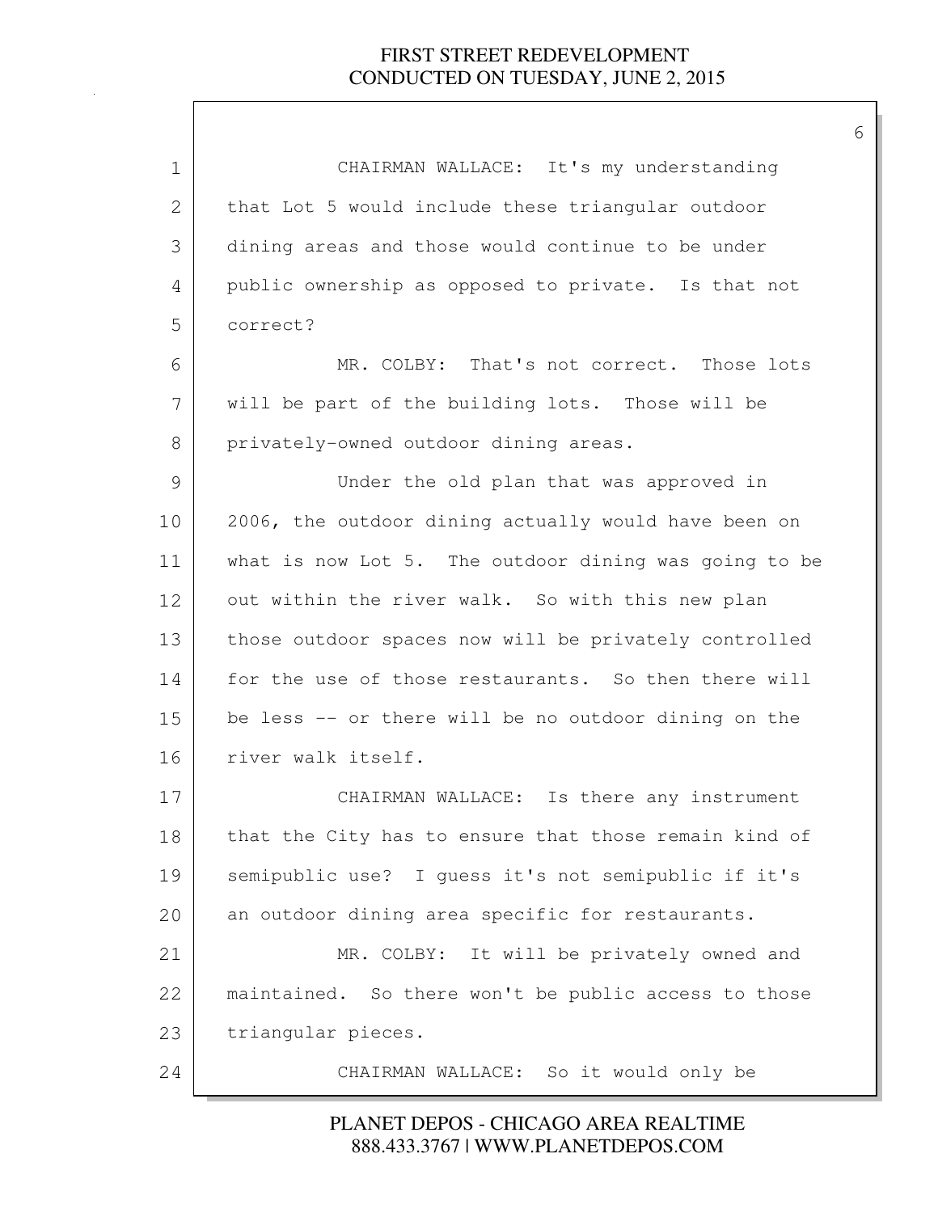CHAIRMAN WALLACE: It's my understanding that Lot 5 would include these triangular outdoor dining areas and those would continue to be under public ownership as opposed to private. Is that not correct?

MR. COLBY: That's not correct. Those lots will be part of the building lots. Those will be privately-owned outdoor dining areas.

Under the old plan that was approved in 2006, the outdoor dining actually would have been on what is now Lot 5. The outdoor dining was going to be out within the river walk. So with this new plan those outdoor spaces now will be privately controlled for the use of those restaurants. So then there will be less -- or there will be no outdoor dining on the river walk itself.

CHAIRMAN WALLACE: Is there any instrument that the City has to ensure that those remain kind of semipublic use? I guess it's not semipublic if it's an outdoor dining area specific for restaurants.

MR. COLBY: It will be privately owned and maintained. So there won't be public access to those triangular pieces.

CHAIRMAN WALLACE: So it would only be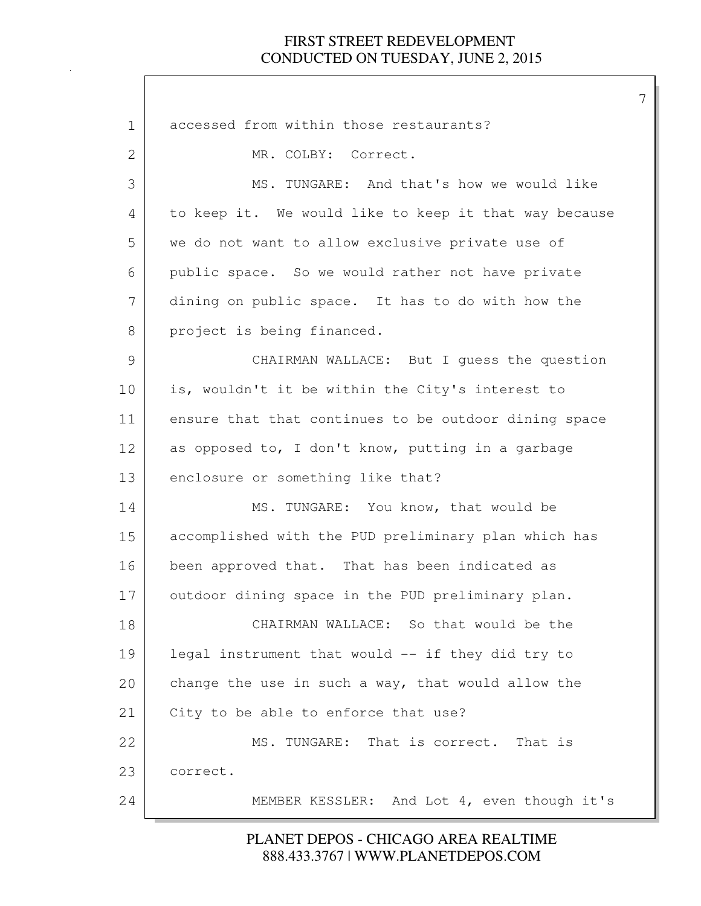accessed from within those restaurants?

MR. COLBY: Correct.

MS. TUNGARE: And that's how we would like to keep it. We would like to keep it that way because we do not want to allow exclusive private use of public space. So we would rather not have private dining on public space. It has to do with how the project is being financed.

CHAIRMAN WALLACE: But I guess the question is, wouldn't it be within the City's interest to ensure that that continues to be outdoor dining space as opposed to, I don't know, putting in a garbage enclosure or something like that?

MS. TUNGARE: You know, that would be accomplished with the PUD preliminary plan which has been approved that. That has been indicated as outdoor dining space in the PUD preliminary plan.

CHAIRMAN WALLACE: So that would be the legal instrument that would -- if they did try to change the use in such a way, that would allow the City to be able to enforce that use?

MS. TUNGARE: That is correct. That is correct.

MEMBER KESSLER: And Lot 4, even though it's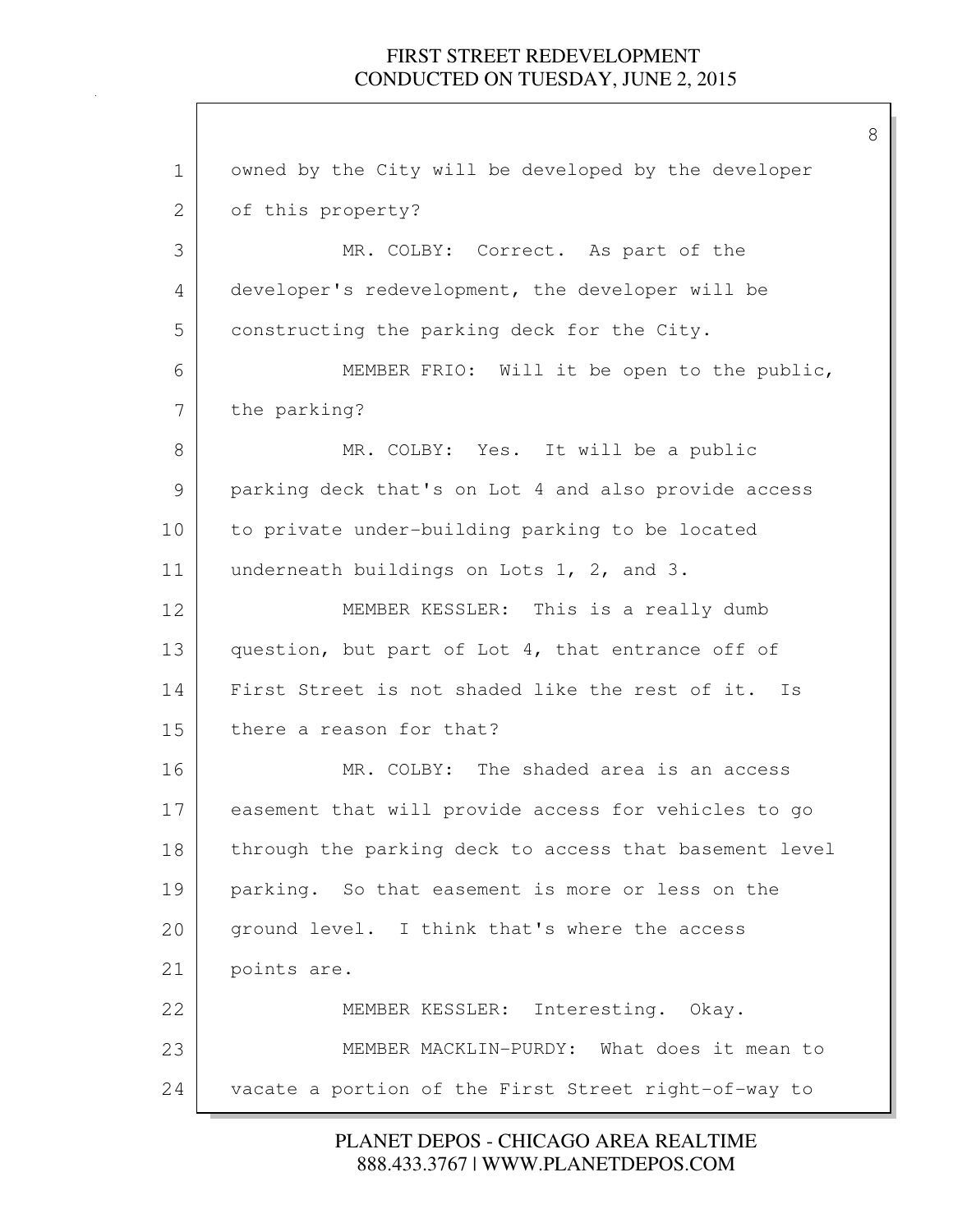owned by the City will be developed by the developer of this property?

MR. COLBY: Correct. As part of the developer's redevelopment, the developer will be constructing the parking deck for the City.

MEMBER FRIO: Will it be open to the public, the parking?

MR. COLBY: Yes. It will be a public parking deck that's on Lot 4 and also provide access to private under-building parking to be located underneath buildings on Lots 1, 2, and 3.

MEMBER KESSLER: This is a really dumb question, but part of Lot 4, that entrance off of First Street is not shaded like the rest of it. Is there a reason for that?

MR. COLBY: The shaded area is an access easement that will provide access for vehicles to go through the parking deck to access that basement level parking. So that easement is more or less on the ground level. I think that's where the access points are.

MEMBER KESSLER: Interesting. Okay.

MEMBER MACKLIN-PURDY: What does it mean to vacate a portion of the First Street right-of-way to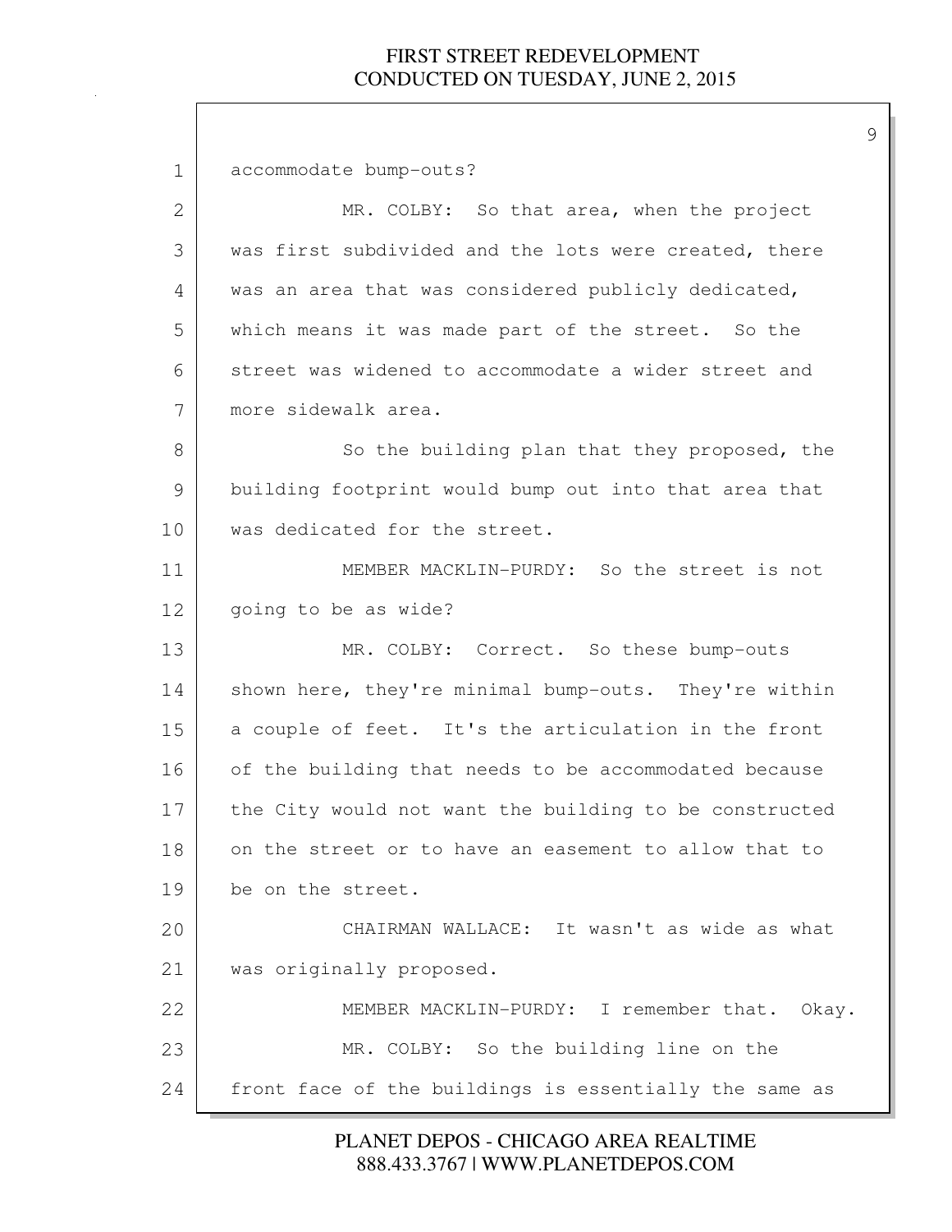accommodate bump-outs?

MR. COLBY: So that area, when the project was first subdivided and the lots were created, there was an area that was considered publicly dedicated, which means it was made part of the street. So the street was widened to accommodate a wider street and more sidewalk area.

So the building plan that they proposed, the building footprint would bump out into that area that was dedicated for the street.

MEMBER MACKLIN-PURDY: So the street is not going to be as wide?

MR. COLBY: Correct. So these bump-outs shown here, they're minimal bump-outs. They're within a couple of feet. It's the articulation in the front of the building that needs to be accommodated because the City would not want the building to be constructed on the street or to have an easement to allow that to be on the street.

CHAIRMAN WALLACE: It wasn't as wide as what was originally proposed.

MEMBER MACKLIN-PURDY: I remember that. Okay.

MR. COLBY: So the building line on the front face of the buildings is essentially the same as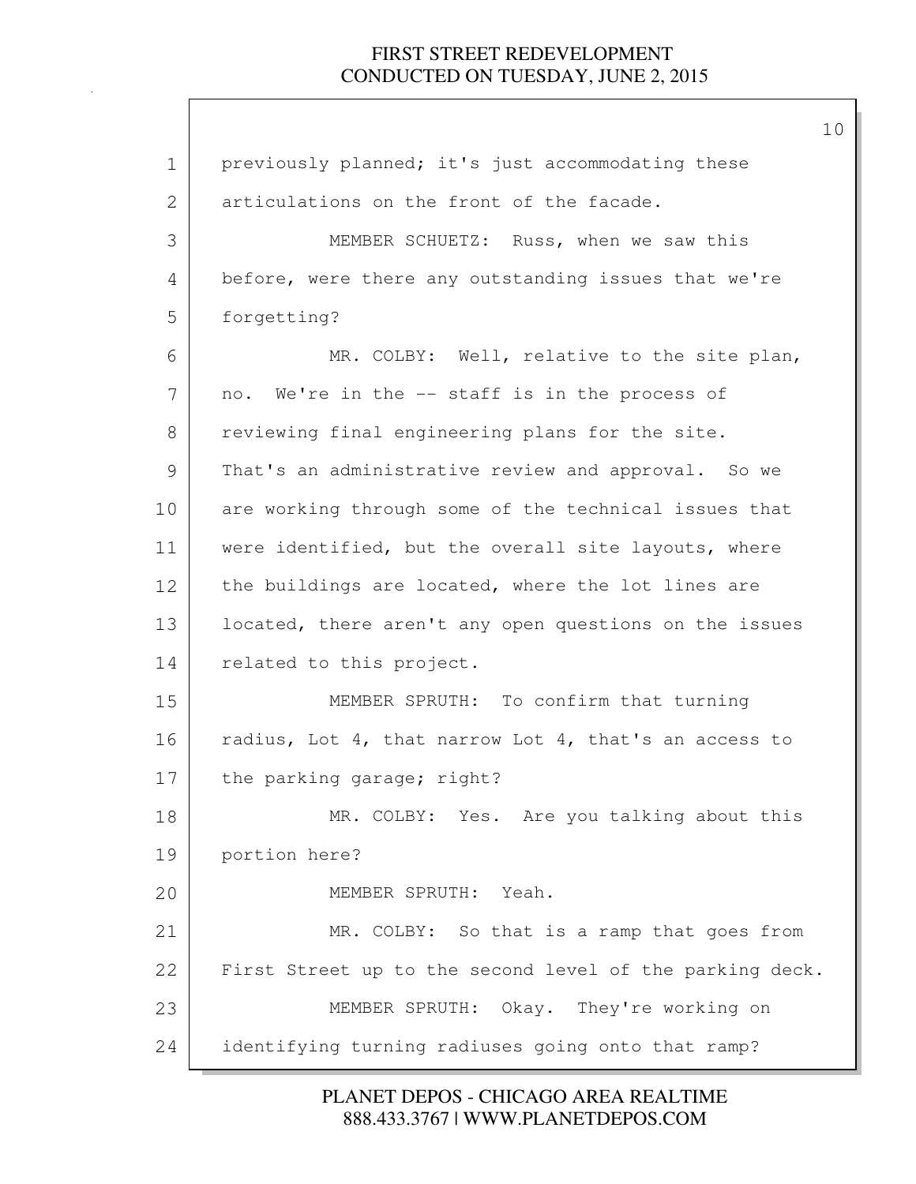previously planned; it's just accommodating these articulations on the front of the facade.

MEMBER SCHUETZ: Russ, when we saw this before, were there any outstanding issues that we're forgetting?

MR. COLBY: Well, relative to the site plan, no. We're in the -- staff is in the process of reviewing final engineering plans for the site. That's an administrative review and approval. So we are working through some of the technical issues that were identified, but the overall site layouts, where the buildings are located, where the lot lines are located, there aren't any open questions on the issues related to this project.

MEMBER SPRUTH: To confirm that turning radius, Lot 4, that narrow Lot 4, that's an access to the parking garage; right?

MR. COLBY: Yes. Are you talking about this portion here?

MEMBER SPRUTH: Yeah.

MR. COLBY: So that is a ramp that goes from First Street up to the second level of the parking deck.

MEMBER SPRUTH: Okay. They're working on identifying turning radiuses going onto that ramp?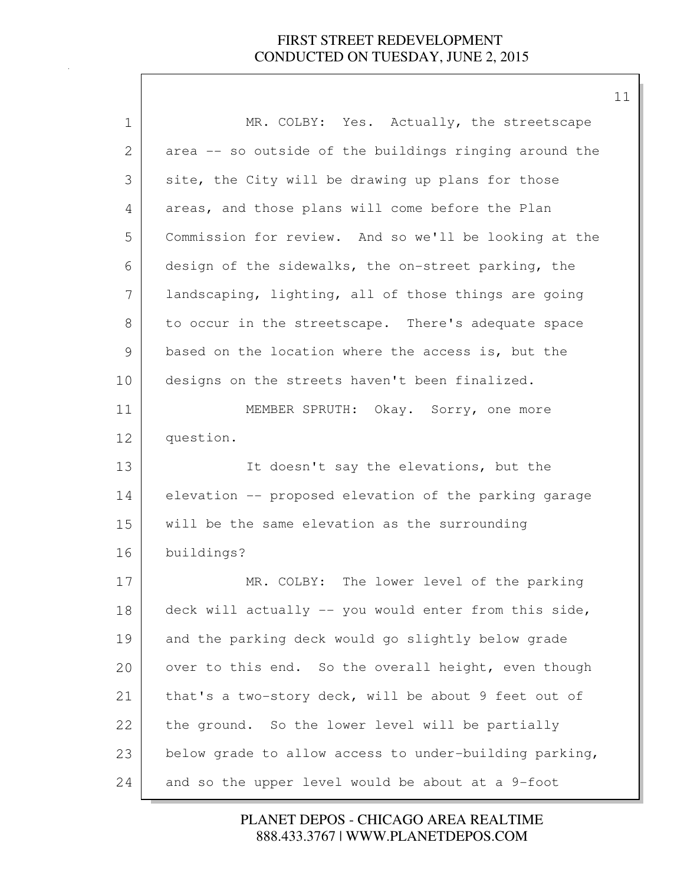MR. COLBY: Yes. Actually, the streetscape area -- so outside of the buildings ringing around the site, the City will be drawing up plans for those areas, and those plans will come before the Plan Commission for review. And so we'll be looking at the design of the sidewalks, the on-street parking, the landscaping, lighting, all of those things are going to occur in the streetscape. There's adequate space based on the location where the access is, but the designs on the streets haven't been finalized.

MEMBER SPRUTH: Okay. Sorry, one more question.

It doesn't say the elevations, but the elevation -- proposed elevation of the parking garage will be the same elevation as the surrounding buildings?

MR. COLBY: The lower level of the parking deck will actually -- you would enter from this side, and the parking deck would go slightly below grade over to this end. So the overall height, even though that's a two-story deck, will be about 9 feet out of the ground. So the lower level will be partially below grade to allow access to under-building parking, and so the upper level would be about at a 9-foot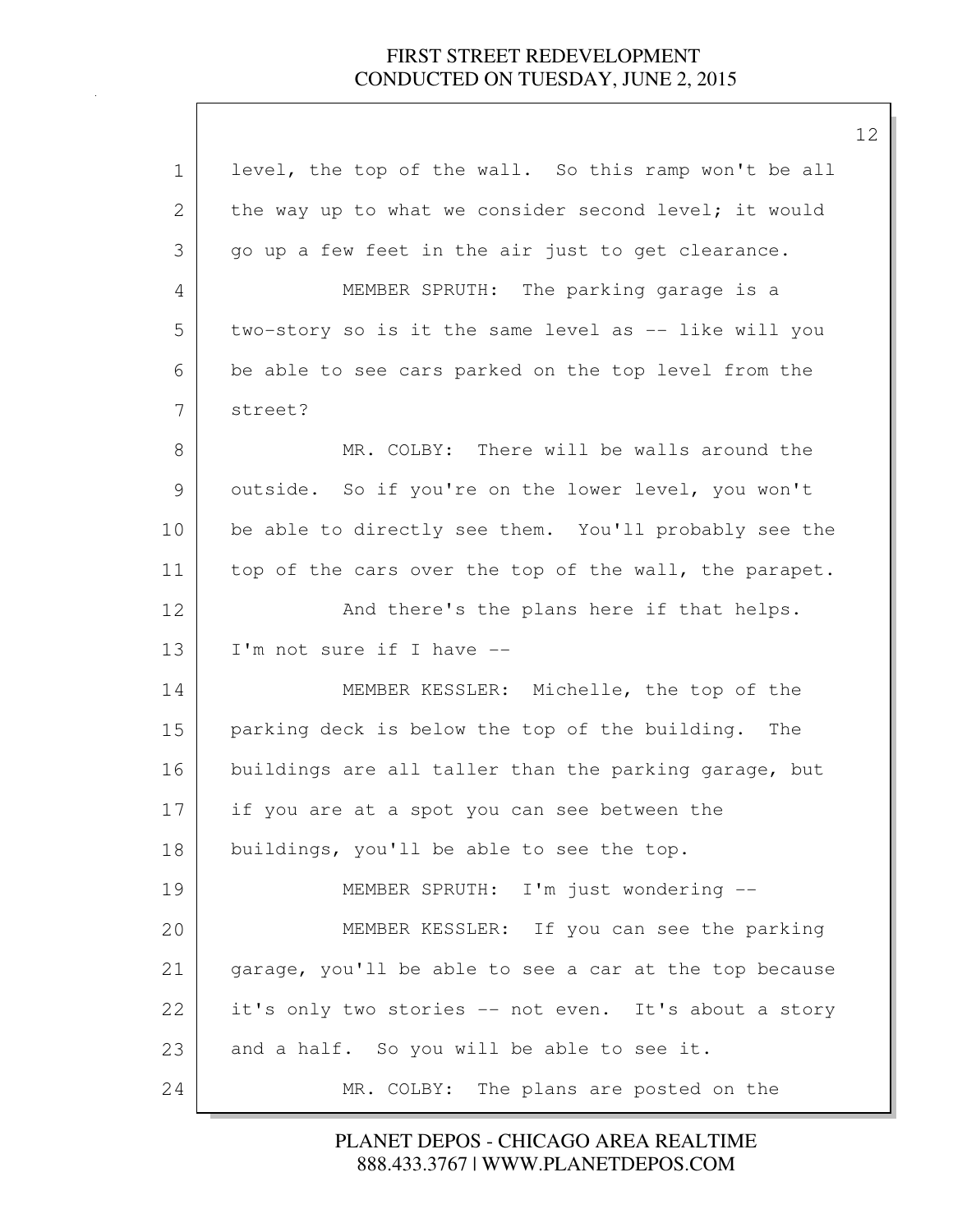level, the top of the wall. So this ramp won't be all the way up to what we consider second level; it would go up a few feet in the air just to get clearance.

MEMBER SPRUTH: The parking garage is a two-story so is it the same level as -- like will you be able to see cars parked on the top level from the street?

MR. COLBY: There will be walls around the outside. So if you're on the lower level, you won't be able to directly see them. You'll probably see the top of the cars over the top of the wall, the parapet.

And there's the plans here if that helps. I'm not sure if I have --

MEMBER KESSLER: Michelle, the top of the parking deck is below the top of the building. The buildings are all taller than the parking garage, but if you are at a spot you can see between the buildings, you'll be able to see the top.

MEMBER SPRUTH: I'm just wondering --

MEMBER KESSLER: If you can see the parking garage, you'll be able to see a car at the top because it's only two stories -- not even. It's about a story and a half. So you will be able to see it.

MR. COLBY: The plans are posted on the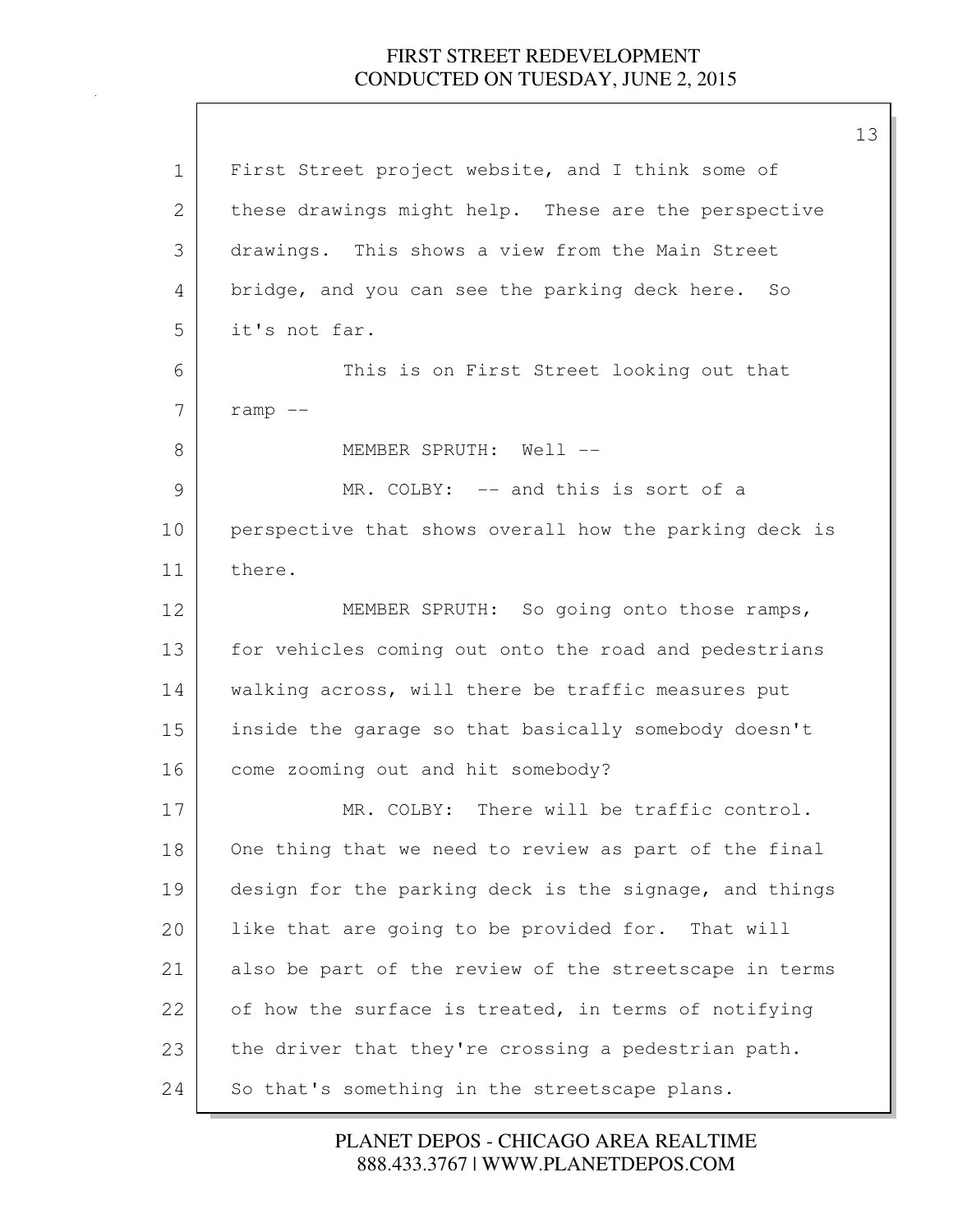First Street project website, and I think some of these drawings might help. These are the perspective drawings. This shows a view from the Main Street bridge, and you can see the parking deck here. So it's not far.

This is on First Street looking out that ramp --

MEMBER SPRUTH: Well --

MR. COLBY: -- and this is sort of a perspective that shows overall how the parking deck is there.

MEMBER SPRUTH: So going onto those ramps, for vehicles coming out onto the road and pedestrians walking across, will there be traffic measures put inside the garage so that basically somebody doesn't come zooming out and hit somebody?

MR. COLBY: There will be traffic control. One thing that we need to review as part of the final design for the parking deck is the signage, and things like that are going to be provided for. That will also be part of the review of the streetscape in terms of how the surface is treated, in terms of notifying the driver that they're crossing a pedestrian path. So that's something in the streetscape plans.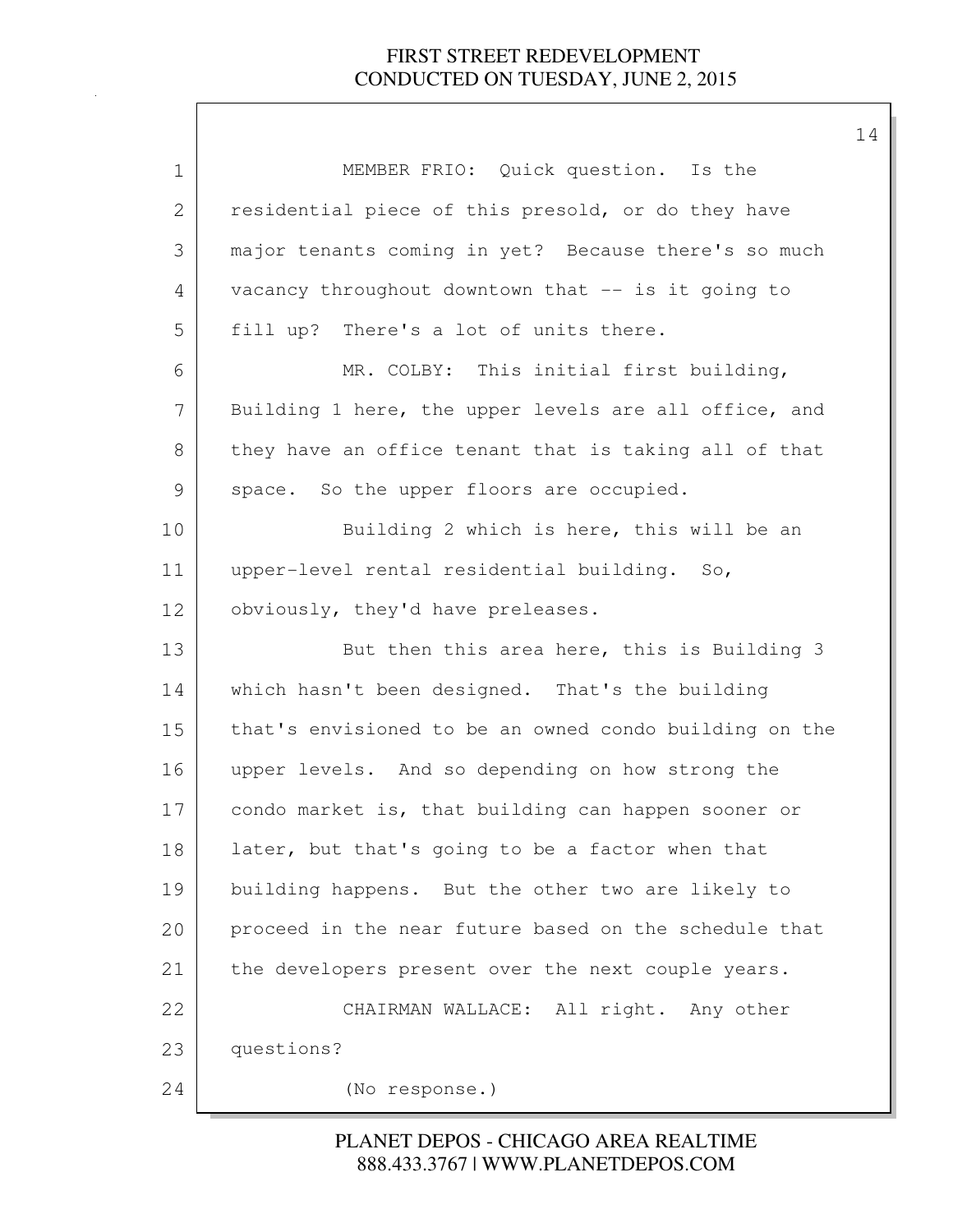MEMBER FRIO: Quick question. Is the residential piece of this presold, or do they have major tenants coming in yet? Because there's so much vacancy throughout downtown that -- is it going to fill up? There's a lot of units there.

MR. COLBY: This initial first building, Building 1 here, the upper levels are all office, and they have an office tenant that is taking all of that space. So the upper floors are occupied.

Building 2 which is here, this will be an upper-level rental residential building. So, obviously, they'd have preleases.

But then this area here, this is Building 3 which hasn't been designed. That's the building that's envisioned to be an owned condo building on the upper levels. And so depending on how strong the condo market is, that building can happen sooner or later, but that's going to be a factor when that building happens. But the other two are likely to proceed in the near future based on the schedule that the developers present over the next couple years.

CHAIRMAN WALLACE: All right. Any other questions?

(No response.)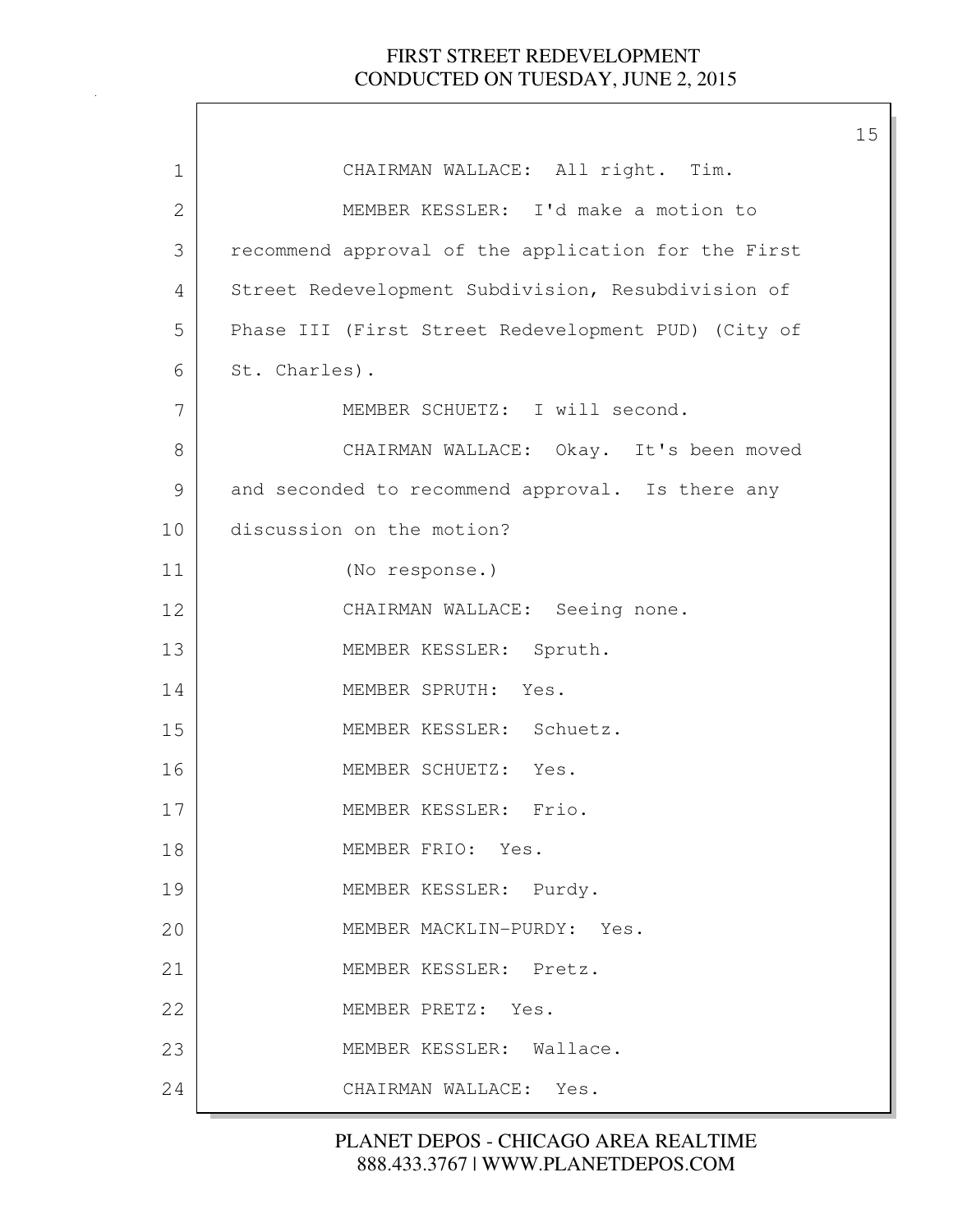CHAIRMAN WALLACE: All right. Tim.

MEMBER KESSLER: I'd make a motion to recommend approval of the application for the First Street Redevelopment Subdivision, Resubdivision of Phase III (First Street Redevelopment PUD) (City of St. Charles).

MEMBER SCHUETZ: I will second.

CHAIRMAN WALLACE: Okay. It's been moved and seconded to recommend approval. Is there any discussion on the motion?

(No response.)

CHAIRMAN WALLACE: Seeing none.

MEMBER KESSLER: Spruth.

MEMBER SPRUTH: Yes.

MEMBER KESSLER: Schuetz.

MEMBER SCHUETZ: Yes.

MEMBER KESSLER: Frio.

MEMBER FRIO: Yes.

MEMBER KESSLER: Purdy.

MEMBER MACKLIN-PURDY: Yes.

MEMBER KESSLER: Pretz.

MEMBER PRETZ: Yes.

MEMBER KESSLER: Wallace.

CHAIRMAN WALLACE: Yes.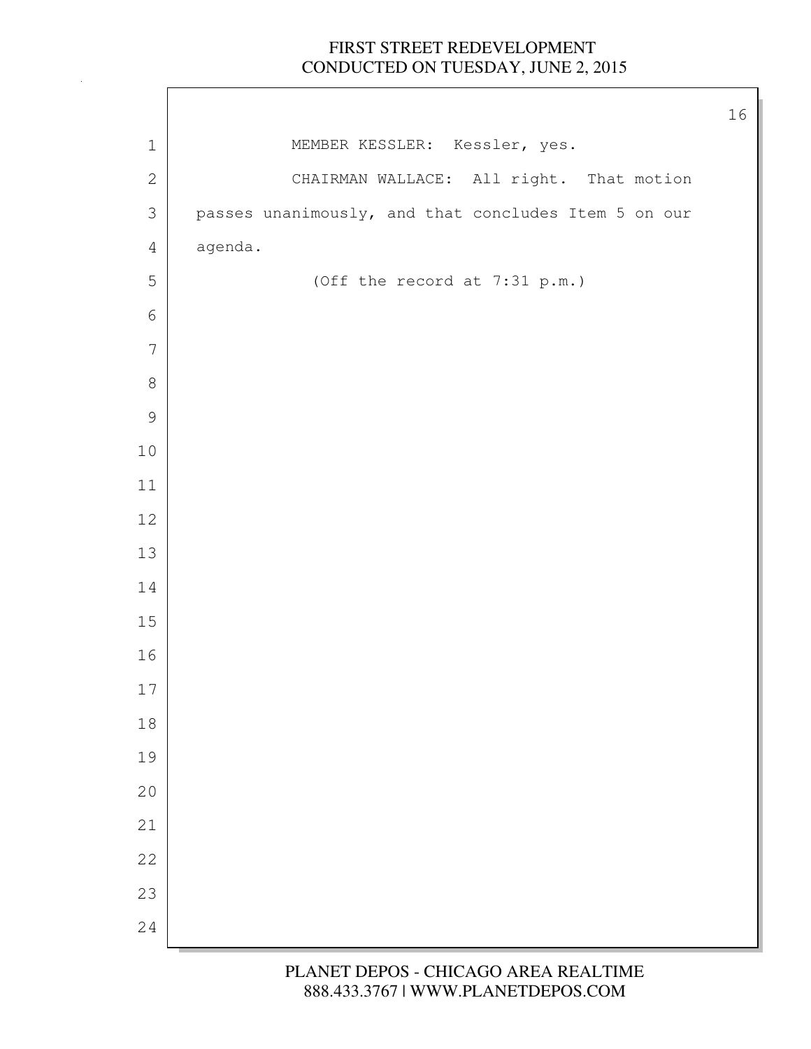MEMBER KESSLER: Kessler, yes.

CHAIRMAN WALLACE: All right. That motion passes unanimously, and that concludes Item 5 on our agenda.

(Off the record at 7:31 p.m.)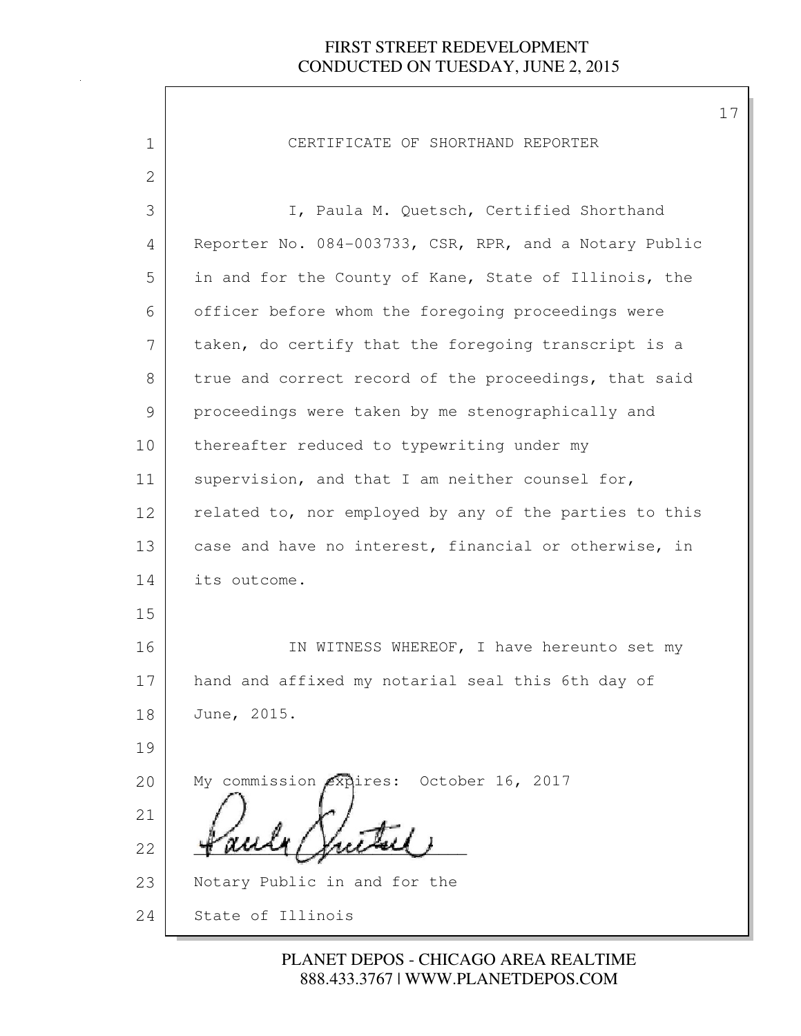CERTIFICATE OF SHORTHAND REPORTER

I, Paula M. Quetsch, Certified Shorthand Reporter No. 084-003733, CSR, RPR, and a Notary Public in and for the County of Kane, State of Illinois, the officer before whom the foregoing proceedings were taken, do certify that the foregoing transcript is a true and correct record of the proceedings, that said proceedings were taken by me stenographically and thereafter reduced to typewriting under my supervision, and that I am neither counsel for, related to, nor employed by any of the parties to this case and have no interest, financial or otherwise, in its outcome.

IN WITNESS WHEREOF, I have hereunto set my hand and affixed my notarial seal this 6th day of June, 2015.

My commission expires: October 16, 2017

Notary Public in and for the
State of Illinois